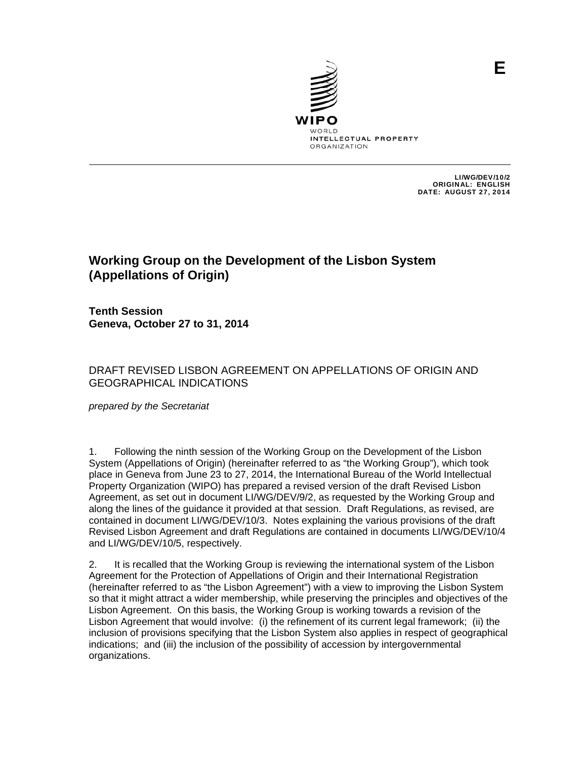E

WIPO
WORLD
INTELLECTUAL PROPERTY
ORGANIZATION

LI/WG/DEV/10/2
ORIGINAL: ENGLISH
DATE: AUGUST 27, 2014

# Working Group on the Development of the Lisbon System (Appellations of Origin)

**Tenth Session**
**Geneva, October 27 to 31, 2014**

## DRAFT REVISED LISBON AGREEMENT ON APPELLATIONS OF ORIGIN AND GEOGRAPHICAL INDICATIONS

*prepared by the Secretariat*

1. Following the ninth session of the Working Group on the Development of the Lisbon System (Appellations of Origin) (hereinafter referred to as “the Working Group”), which took place in Geneva from June 23 to 27, 2014, the International Bureau of the World Intellectual Property Organization (WIPO) has prepared a revised version of the draft Revised Lisbon Agreement, as set out in document LI/WG/DEV/9/2, as requested by the Working Group and along the lines of the guidance it provided at that session. Draft Regulations, as revised, are contained in document LI/WG/DEV/10/3. Notes explaining the various provisions of the draft Revised Lisbon Agreement and draft Regulations are contained in documents LI/WG/DEV/10/4 and LI/WG/DEV/10/5, respectively.

2. It is recalled that the Working Group is reviewing the international system of the Lisbon Agreement for the Protection of Appellations of Origin and their International Registration (hereinafter referred to as “the Lisbon Agreement”) with a view to improving the Lisbon System so that it might attract a wider membership, while preserving the principles and objectives of the Lisbon Agreement. On this basis, the Working Group is working towards a revision of the Lisbon Agreement that would involve: (i) the refinement of its current legal framework; (ii) the inclusion of provisions specifying that the Lisbon System also applies in respect of geographical indications; and (iii) the inclusion of the possibility of accession by intergovernmental organizations.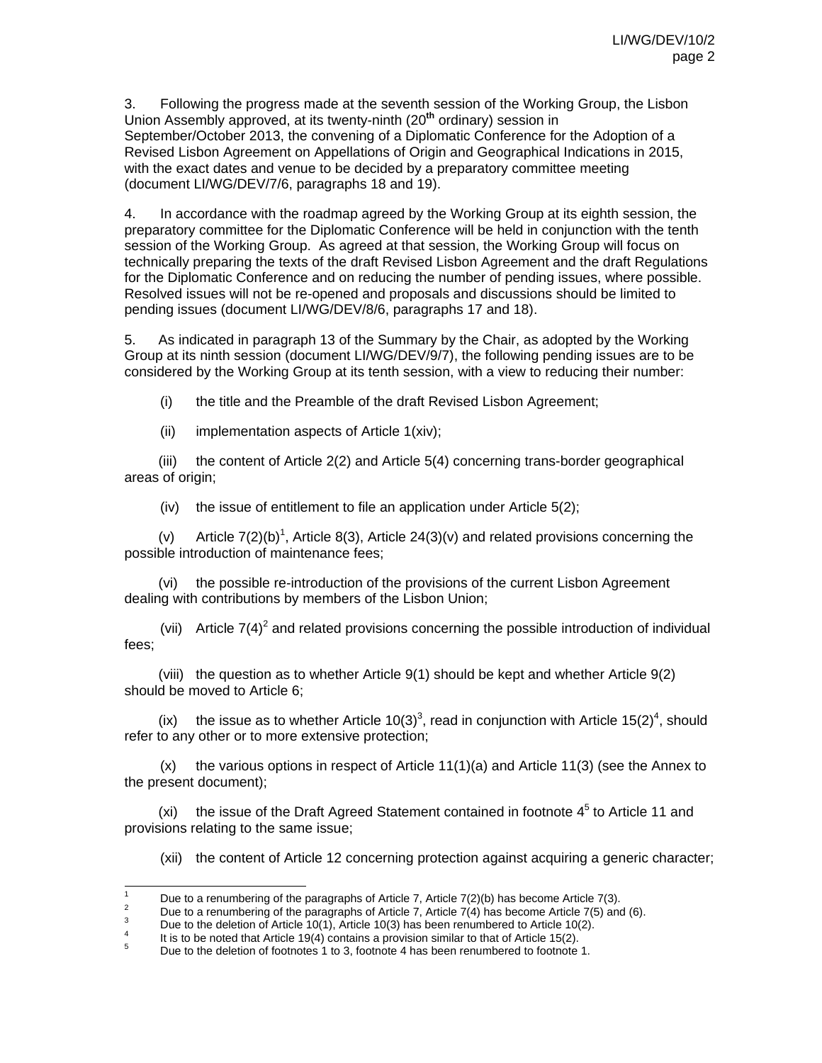3. Following the progress made at the seventh session of the Working Group, the Lisbon Union Assembly approved, at its twenty-ninth (20th ordinary) session in September/October 2013, the convening of a Diplomatic Conference for the Adoption of a Revised Lisbon Agreement on Appellations of Origin and Geographical Indications in 2015, with the exact dates and venue to be decided by a preparatory committee meeting (document LI/WG/DEV/7/6, paragraphs 18 and 19).

4. In accordance with the roadmap agreed by the Working Group at its eighth session, the preparatory committee for the Diplomatic Conference will be held in conjunction with the tenth session of the Working Group. As agreed at that session, the Working Group will focus on technically preparing the texts of the draft Revised Lisbon Agreement and the draft Regulations for the Diplomatic Conference and on reducing the number of pending issues, where possible. Resolved issues will not be re-opened and proposals and discussions should be limited to pending issues (document LI/WG/DEV/8/6, paragraphs 17 and 18).

5. As indicated in paragraph 13 of the Summary by the Chair, as adopted by the Working Group at its ninth session (document LI/WG/DEV/9/7), the following pending issues are to be considered by the Working Group at its tenth session, with a view to reducing their number:

(i) the title and the Preamble of the draft Revised Lisbon Agreement;

(ii) implementation aspects of Article 1(xiv);

(iii) the content of Article 2(2) and Article 5(4) concerning trans-border geographical areas of origin;

(iv) the issue of entitlement to file an application under Article 5(2);

(v) Article 7(2)(b)[1], Article 8(3), Article 24(3)(v) and related provisions concerning the possible introduction of maintenance fees;

(vi) the possible re-introduction of the provisions of the current Lisbon Agreement dealing with contributions by members of the Lisbon Union;

(vii) Article 7(4)[2] and related provisions concerning the possible introduction of individual fees;

(viii) the question as to whether Article 9(1) should be kept and whether Article 9(2) should be moved to Article 6;

(ix) the issue as to whether Article 10(3)[3], read in conjunction with Article 15(2)[4], should refer to any other or to more extensive protection;

(x) the various options in respect of Article 11(1)(a) and Article 11(3) (see the Annex to the present document);

(xi) the issue of the Draft Agreed Statement contained in footnote 4[5] to Article 11 and provisions relating to the same issue;

(xii) the content of Article 12 concerning protection against acquiring a generic character;

---

[1] Due to a renumbering of the paragraphs of Article 7, Article 7(2)(b) has become Article 7(3).

[2] Due to a renumbering of the paragraphs of Article 7, Article 7(4) has become Article 7(5) and (6).

[3] Due to the deletion of Article 10(1), Article 10(3) has been renumbered to Article 10(2).

[4] It is to be noted that Article 19(4) contains a provision similar to that of Article 15(2).

[5] Due to the deletion of footnotes 1 to 3, footnote 4 has been renumbered to footnote 1.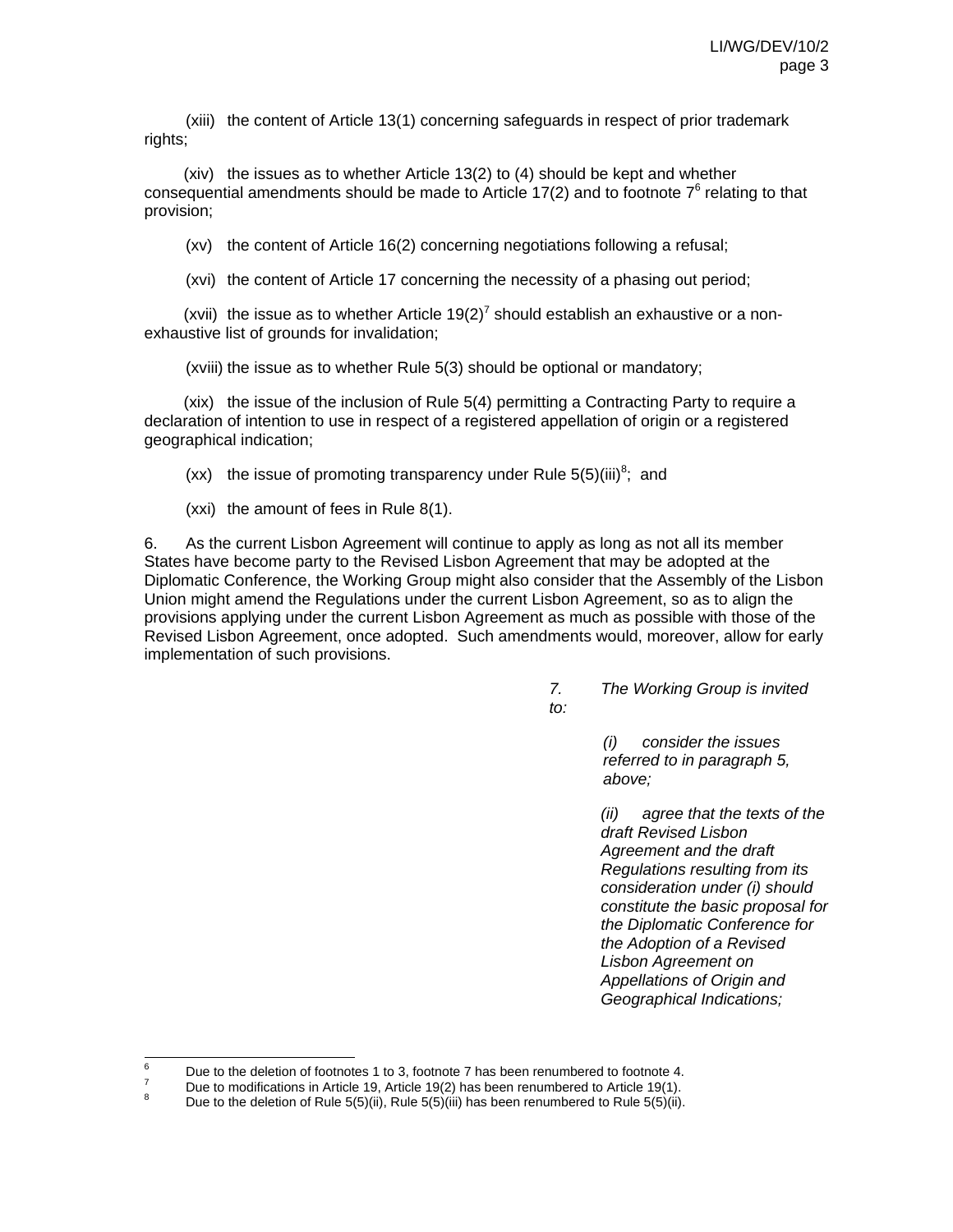(xiii) the content of Article 13(1) concerning safeguards in respect of prior trademark rights;

(xiv) the issues as to whether Article 13(2) to (4) should be kept and whether consequential amendments should be made to Article 17(2) and to footnote 7[6] relating to that provision;

(xv) the content of Article 16(2) concerning negotiations following a refusal;

(xvi) the content of Article 17 concerning the necessity of a phasing out period;

(xvii) the issue as to whether Article 19(2)[7] should establish an exhaustive or a non-exhaustive list of grounds for invalidation;

(xviii) the issue as to whether Rule 5(3) should be optional or mandatory;

(xix) the issue of the inclusion of Rule 5(4) permitting a Contracting Party to require a declaration of intention to use in respect of a registered appellation of origin or a registered geographical indication;

(xx) the issue of promoting transparency under Rule 5(5)(iii)[8]; and

(xxi) the amount of fees in Rule 8(1).

6. As the current Lisbon Agreement will continue to apply as long as not all its member States have become party to the Revised Lisbon Agreement that may be adopted at the Diplomatic Conference, the Working Group might also consider that the Assembly of the Lisbon Union might amend the Regulations under the current Lisbon Agreement, so as to align the provisions applying under the current Lisbon Agreement as much as possible with those of the Revised Lisbon Agreement, once adopted. Such amendments would, moreover, allow for early implementation of such provisions.

*7. The Working Group is invited to:*

*(i) consider the issues referred to in paragraph 5, above;*

*(ii) agree that the texts of the draft Revised Lisbon Agreement and the draft Regulations resulting from its consideration under (i) should constitute the basic proposal for the Diplomatic Conference for the Adoption of a Revised Lisbon Agreement on Appellations of Origin and Geographical Indications;*

---

[6] Due to the deletion of footnotes 1 to 3, footnote 7 has been renumbered to footnote 4.

[7] Due to modifications in Article 19, Article 19(2) has been renumbered to Article 19(1).

[8] Due to the deletion of Rule 5(5)(ii), Rule 5(5)(iii) has been renumbered to Rule 5(5)(ii).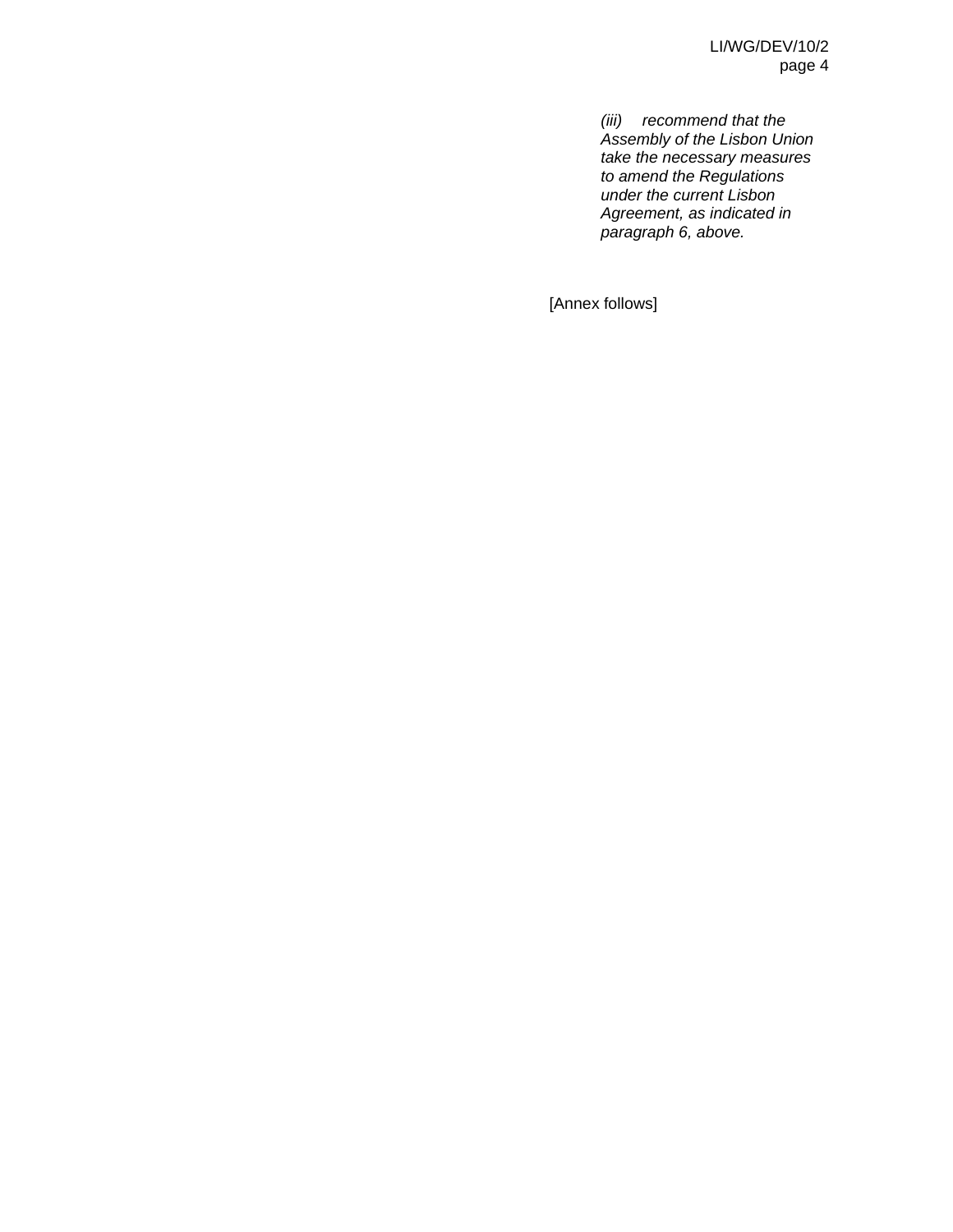*(iii) recommend that the Assembly of the Lisbon Union take the necessary measures to amend the Regulations under the current Lisbon Agreement, as indicated in paragraph 6, above.*

[Annex follows]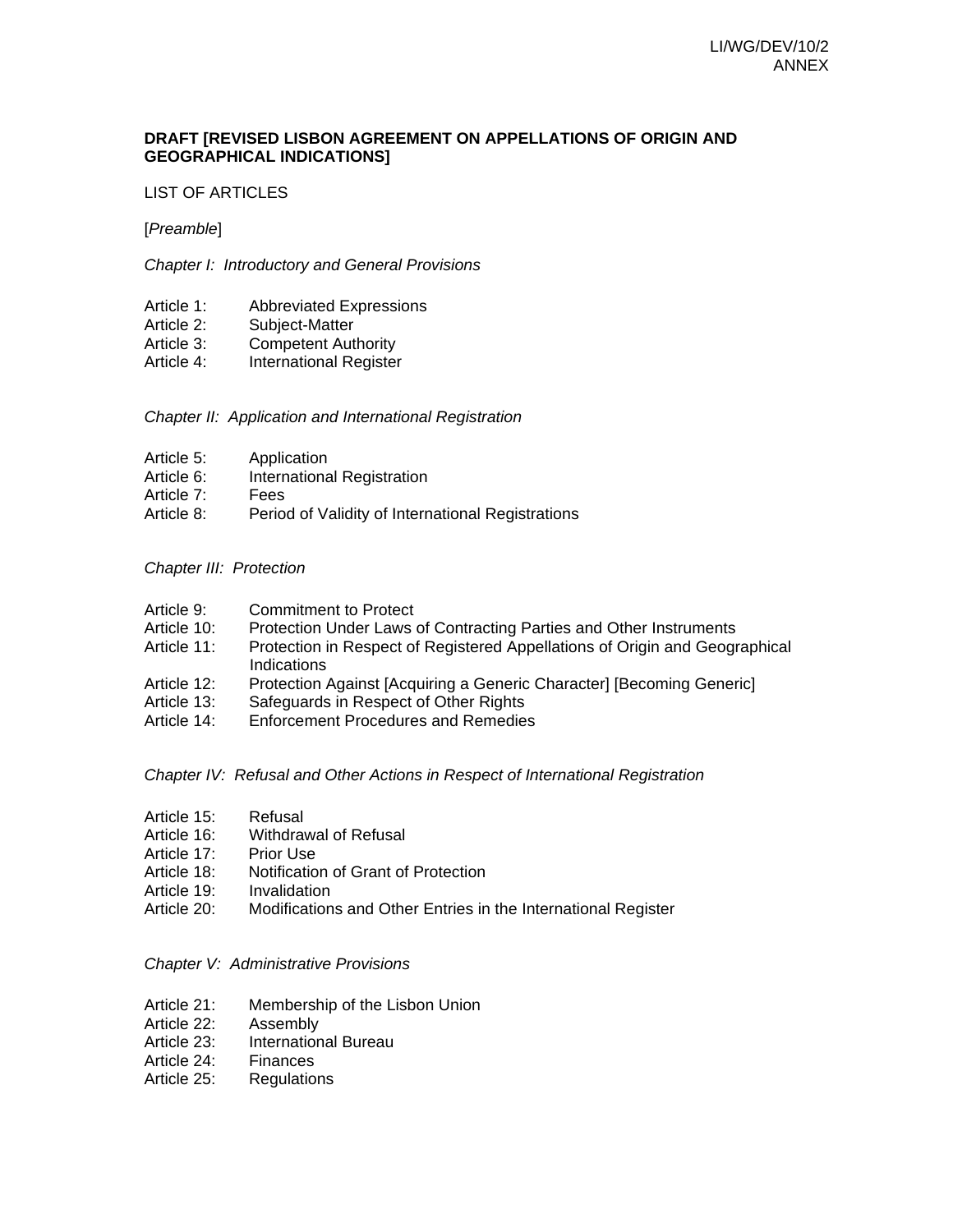**DRAFT [REVISED LISBON AGREEMENT ON APPELLATIONS OF ORIGIN AND GEOGRAPHICAL INDICATIONS]**

LIST OF ARTICLES

[*Preamble*]

*Chapter I: Introductory and General Provisions*

Article 1: Abbreviated Expressions
Article 2: Subject-Matter
Article 3: Competent Authority
Article 4: International Register

*Chapter II: Application and International Registration*

Article 5: Application
Article 6: International Registration
Article 7: Fees
Article 8: Period of Validity of International Registrations

*Chapter III: Protection*

Article 9: Commitment to Protect
Article 10: Protection Under Laws of Contracting Parties and Other Instruments
Article 11: Protection in Respect of Registered Appellations of Origin and Geographical Indications
Article 12: Protection Against [Acquiring a Generic Character] [Becoming Generic]
Article 13: Safeguards in Respect of Other Rights
Article 14: Enforcement Procedures and Remedies

*Chapter IV: Refusal and Other Actions in Respect of International Registration*

Article 15: Refusal
Article 16: Withdrawal of Refusal
Article 17: Prior Use
Article 18: Notification of Grant of Protection
Article 19: Invalidation
Article 20: Modifications and Other Entries in the International Register

*Chapter V: Administrative Provisions*

Article 21: Membership of the Lisbon Union
Article 22: Assembly
Article 23: International Bureau
Article 24: Finances
Article 25: Regulations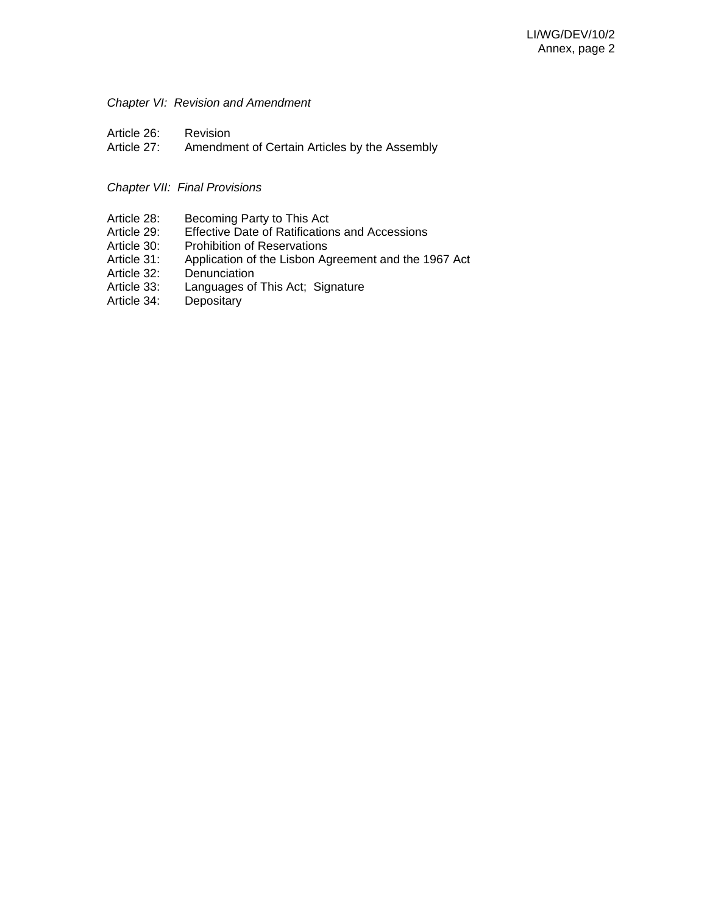*Chapter VI:  Revision and Amendment*

Article 26: Revision
Article 27: Amendment of Certain Articles by the Assembly

*Chapter VII:  Final Provisions*

Article 28: Becoming Party to This Act
Article 29: Effective Date of Ratifications and Accessions
Article 30: Prohibition of Reservations
Article 31: Application of the Lisbon Agreement and the 1967 Act
Article 32: Denunciation
Article 33: Languages of This Act;  Signature
Article 34: Depositary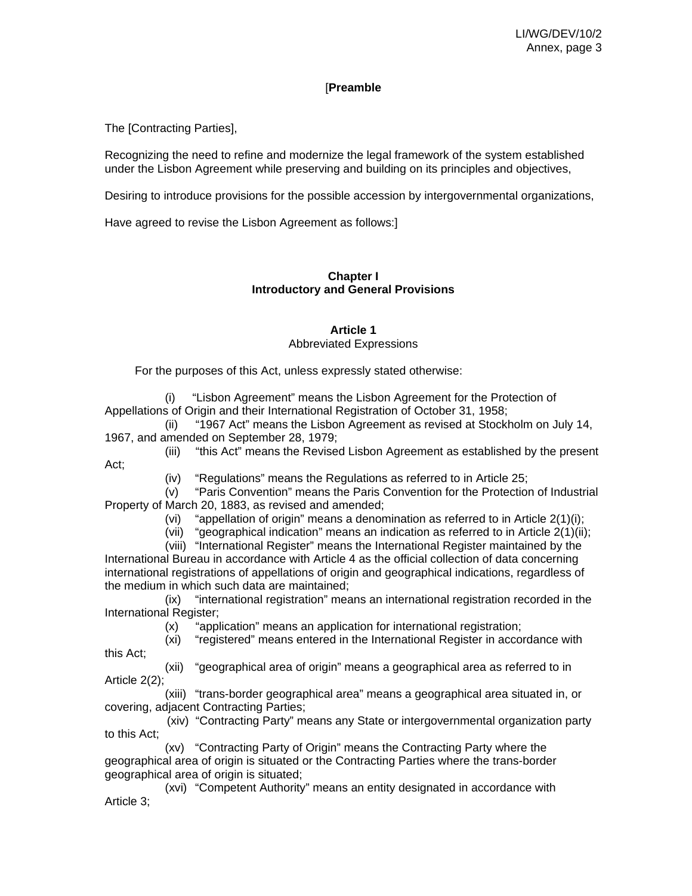[**Preamble**

The [Contracting Parties],

Recognizing the need to refine and modernize the legal framework of the system established under the Lisbon Agreement while preserving and building on its principles and objectives,

Desiring to introduce provisions for the possible accession by intergovernmental organizations,

Have agreed to revise the Lisbon Agreement as follows:]

## Chapter I
## Introductory and General Provisions

### Article 1
Abbreviated Expressions

For the purposes of this Act, unless expressly stated otherwise:

(i) "Lisbon Agreement" means the Lisbon Agreement for the Protection of Appellations of Origin and their International Registration of October 31, 1958;

(ii) "1967 Act" means the Lisbon Agreement as revised at Stockholm on July 14, 1967, and amended on September 28, 1979;

(iii) "this Act" means the Revised Lisbon Agreement as established by the present Act;

(iv) "Regulations" means the Regulations as referred to in Article 25;

(v) "Paris Convention" means the Paris Convention for the Protection of Industrial Property of March 20, 1883, as revised and amended;

(vi) "appellation of origin" means a denomination as referred to in Article 2(1)(i);

(vii) "geographical indication" means an indication as referred to in Article 2(1)(ii);

(viii) "International Register" means the International Register maintained by the International Bureau in accordance with Article 4 as the official collection of data concerning international registrations of appellations of origin and geographical indications, regardless of the medium in which such data are maintained;

(ix) "international registration" means an international registration recorded in the International Register;

(x) "application" means an application for international registration;

(xi) "registered" means entered in the International Register in accordance with this Act;

(xii) "geographical area of origin" means a geographical area as referred to in Article 2(2);

(xiii) "trans-border geographical area" means a geographical area situated in, or covering, adjacent Contracting Parties;

(xiv) "Contracting Party" means any State or intergovernmental organization party to this Act;

(xv) "Contracting Party of Origin" means the Contracting Party where the geographical area of origin is situated or the Contracting Parties where the trans-border geographical area of origin is situated;

(xvi) "Competent Authority" means an entity designated in accordance with Article 3;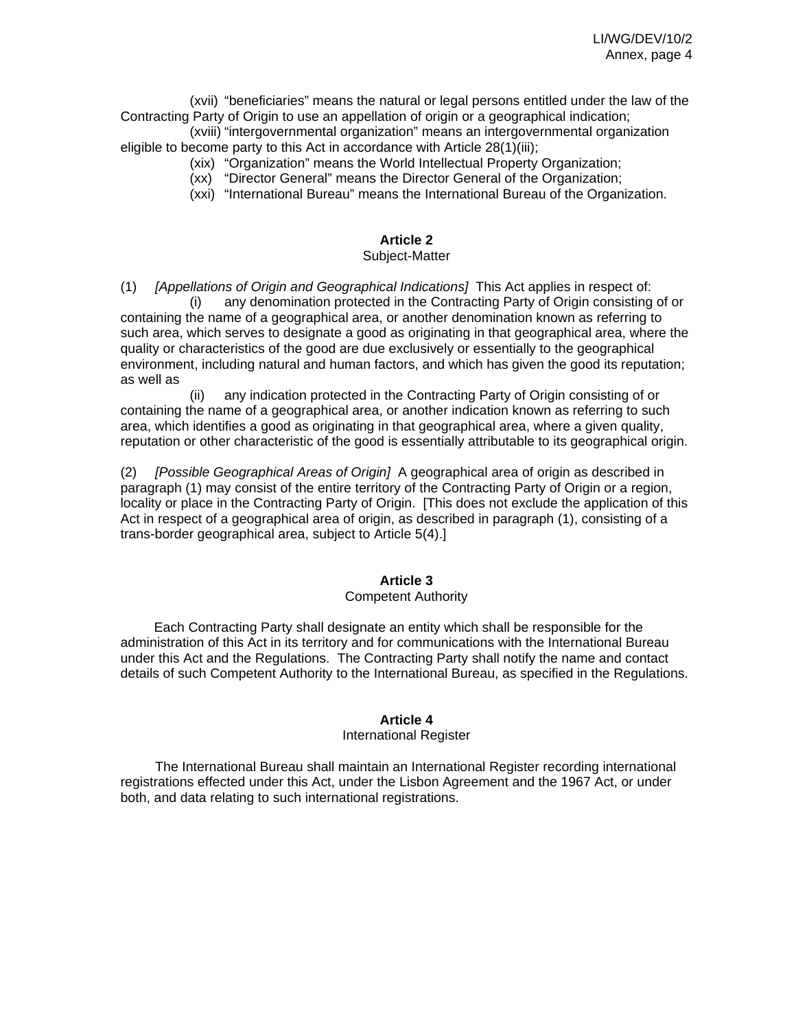(xvii) "beneficiaries" means the natural or legal persons entitled under the law of the Contracting Party of Origin to use an appellation of origin or a geographical indication;

(xviii) "intergovernmental organization" means an intergovernmental organization eligible to become party to this Act in accordance with Article 28(1)(iii);

(xix) "Organization" means the World Intellectual Property Organization;

(xx) "Director General" means the Director General of the Organization;

(xxi) "International Bureau" means the International Bureau of the Organization.

**Article 2**
Subject-Matter

(1) *[Appellations of Origin and Geographical Indications]* This Act applies in respect of:

(i) any denomination protected in the Contracting Party of Origin consisting of or containing the name of a geographical area, or another denomination known as referring to such area, which serves to designate a good as originating in that geographical area, where the quality or characteristics of the good are due exclusively or essentially to the geographical environment, including natural and human factors, and which has given the good its reputation; as well as

(ii) any indication protected in the Contracting Party of Origin consisting of or containing the name of a geographical area, or another indication known as referring to such area, which identifies a good as originating in that geographical area, where a given quality, reputation or other characteristic of the good is essentially attributable to its geographical origin.

(2) *[Possible Geographical Areas of Origin]* A geographical area of origin as described in paragraph (1) may consist of the entire territory of the Contracting Party of Origin or a region, locality or place in the Contracting Party of Origin. [This does not exclude the application of this Act in respect of a geographical area of origin, as described in paragraph (1), consisting of a trans-border geographical area, subject to Article 5(4).]

**Article 3**
Competent Authority

Each Contracting Party shall designate an entity which shall be responsible for the administration of this Act in its territory and for communications with the International Bureau under this Act and the Regulations. The Contracting Party shall notify the name and contact details of such Competent Authority to the International Bureau, as specified in the Regulations.

**Article 4**
International Register

The International Bureau shall maintain an International Register recording international registrations effected under this Act, under the Lisbon Agreement and the 1967 Act, or under both, and data relating to such international registrations.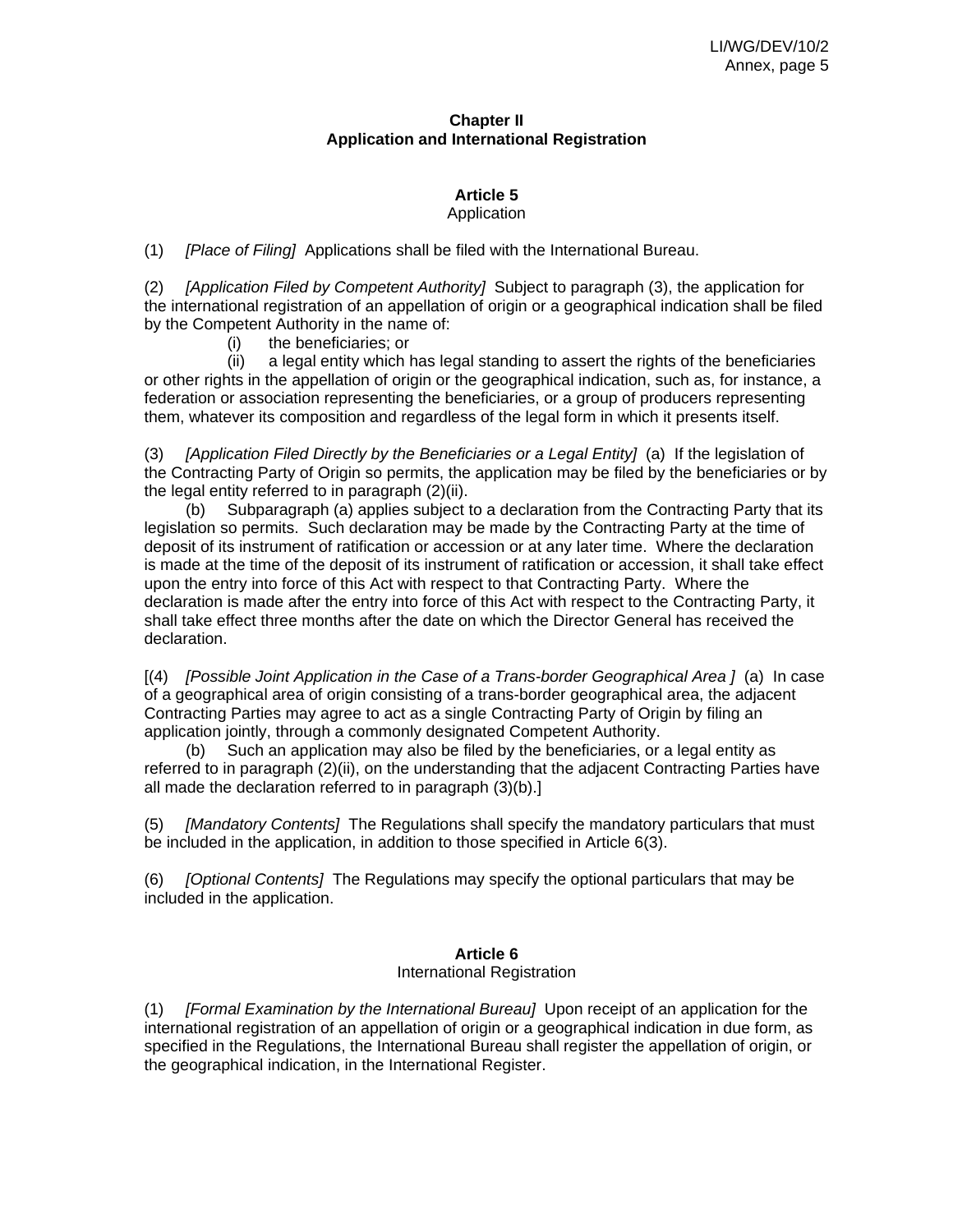## Chapter II
## Application and International Registration

### Article 5
Application

(1) *[Place of Filing]* Applications shall be filed with the International Bureau.

(2) *[Application Filed by Competent Authority]* Subject to paragraph (3), the application for the international registration of an appellation of origin or a geographical indication shall be filed by the Competent Authority in the name of:

(i) the beneficiaries; or

(ii) a legal entity which has legal standing to assert the rights of the beneficiaries or other rights in the appellation of origin or the geographical indication, such as, for instance, a federation or association representing the beneficiaries, or a group of producers representing them, whatever its composition and regardless of the legal form in which it presents itself.

(3) *[Application Filed Directly by the Beneficiaries or a Legal Entity]* (a) If the legislation of the Contracting Party of Origin so permits, the application may be filed by the beneficiaries or by the legal entity referred to in paragraph (2)(ii).

(b) Subparagraph (a) applies subject to a declaration from the Contracting Party that its legislation so permits. Such declaration may be made by the Contracting Party at the time of deposit of its instrument of ratification or accession or at any later time. Where the declaration is made at the time of the deposit of its instrument of ratification or accession, it shall take effect upon the entry into force of this Act with respect to that Contracting Party. Where the declaration is made after the entry into force of this Act with respect to the Contracting Party, it shall take effect three months after the date on which the Director General has received the declaration.

[(4) *[Possible Joint Application in the Case of a Trans-border Geographical Area ]* (a) In case of a geographical area of origin consisting of a trans-border geographical area, the adjacent Contracting Parties may agree to act as a single Contracting Party of Origin by filing an application jointly, through a commonly designated Competent Authority.

(b) Such an application may also be filed by the beneficiaries, or a legal entity as referred to in paragraph (2)(ii), on the understanding that the adjacent Contracting Parties have all made the declaration referred to in paragraph (3)(b).]

(5) *[Mandatory Contents]* The Regulations shall specify the mandatory particulars that must be included in the application, in addition to those specified in Article 6(3).

(6) *[Optional Contents]* The Regulations may specify the optional particulars that may be included in the application.

### Article 6
International Registration

(1) *[Formal Examination by the International Bureau]* Upon receipt of an application for the international registration of an appellation of origin or a geographical indication in due form, as specified in the Regulations, the International Bureau shall register the appellation of origin, or the geographical indication, in the International Register.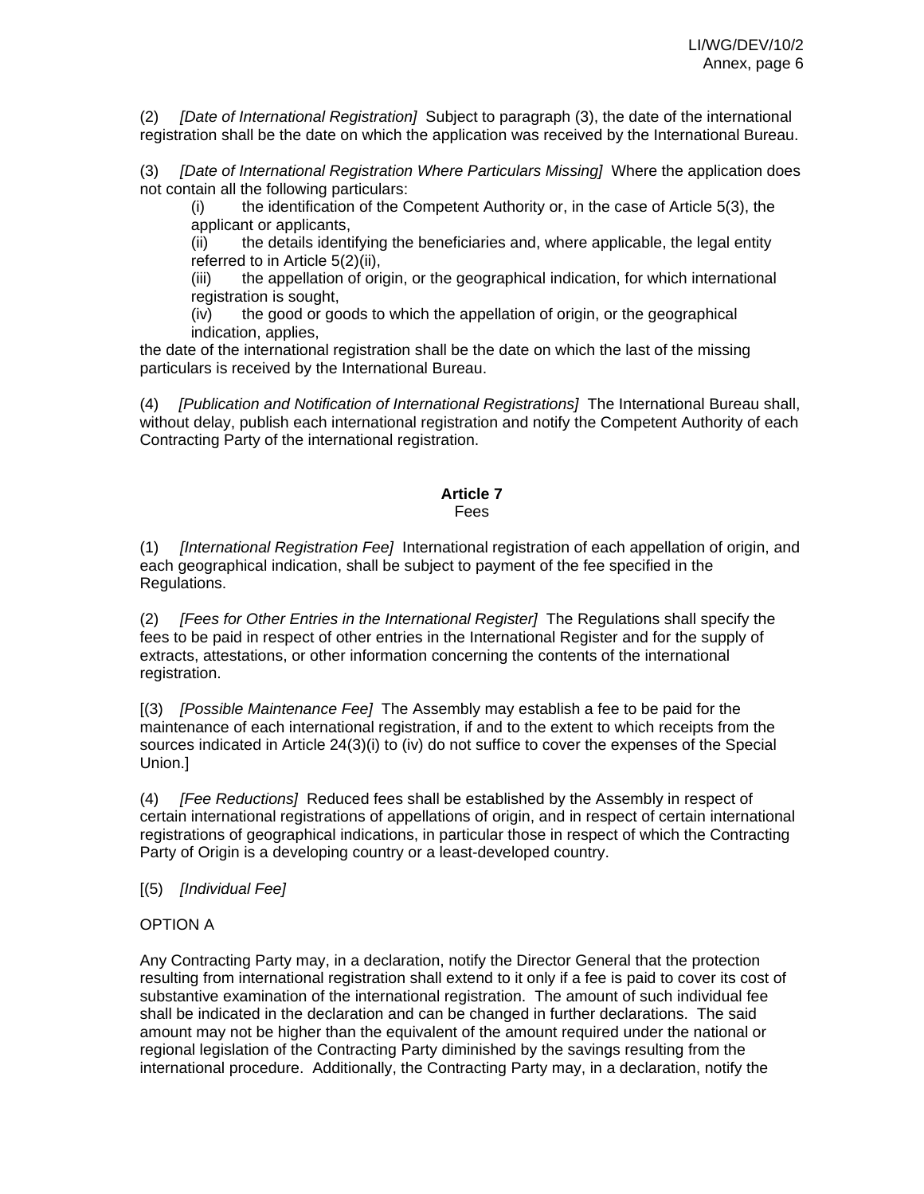(2) *[Date of International Registration]* Subject to paragraph (3), the date of the international registration shall be the date on which the application was received by the International Bureau.

(3) *[Date of International Registration Where Particulars Missing]* Where the application does not contain all the following particulars:

(i) the identification of the Competent Authority or, in the case of Article 5(3), the applicant or applicants,

(ii) the details identifying the beneficiaries and, where applicable, the legal entity referred to in Article 5(2)(ii),

(iii) the appellation of origin, or the geographical indication, for which international registration is sought,

(iv) the good or goods to which the appellation of origin, or the geographical indication, applies,

the date of the international registration shall be the date on which the last of the missing particulars is received by the International Bureau.

(4) *[Publication and Notification of International Registrations]* The International Bureau shall, without delay, publish each international registration and notify the Competent Authority of each Contracting Party of the international registration.

## Article 7
Fees

(1) *[International Registration Fee]* International registration of each appellation of origin, and each geographical indication, shall be subject to payment of the fee specified in the Regulations.

(2) *[Fees for Other Entries in the International Register]* The Regulations shall specify the fees to be paid in respect of other entries in the International Register and for the supply of extracts, attestations, or other information concerning the contents of the international registration.

[(3) *[Possible Maintenance Fee]* The Assembly may establish a fee to be paid for the maintenance of each international registration, if and to the extent to which receipts from the sources indicated in Article 24(3)(i) to (iv) do not suffice to cover the expenses of the Special Union.]

(4) *[Fee Reductions]* Reduced fees shall be established by the Assembly in respect of certain international registrations of appellations of origin, and in respect of certain international registrations of geographical indications, in particular those in respect of which the Contracting Party of Origin is a developing country or a least-developed country.

[(5) *[Individual Fee]*

OPTION A

Any Contracting Party may, in a declaration, notify the Director General that the protection resulting from international registration shall extend to it only if a fee is paid to cover its cost of substantive examination of the international registration. The amount of such individual fee shall be indicated in the declaration and can be changed in further declarations. The said amount may not be higher than the equivalent of the amount required under the national or regional legislation of the Contracting Party diminished by the savings resulting from the international procedure. Additionally, the Contracting Party may, in a declaration, notify the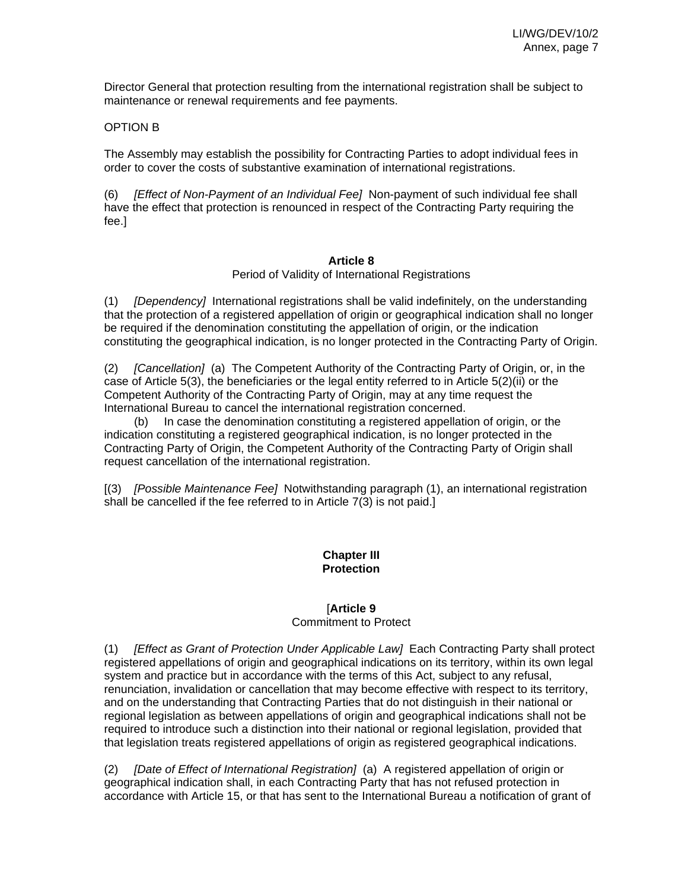Director General that protection resulting from the international registration shall be subject to maintenance or renewal requirements and fee payments.

OPTION B

The Assembly may establish the possibility for Contracting Parties to adopt individual fees in order to cover the costs of substantive examination of international registrations.

(6) *[Effect of Non-Payment of an Individual Fee]* Non-payment of such individual fee shall have the effect that protection is renounced in respect of the Contracting Party requiring the fee.]

**Article 8**
Period of Validity of International Registrations

(1) *[Dependency]* International registrations shall be valid indefinitely, on the understanding that the protection of a registered appellation of origin or geographical indication shall no longer be required if the denomination constituting the appellation of origin, or the indication constituting the geographical indication, is no longer protected in the Contracting Party of Origin.

(2) *[Cancellation]* (a) The Competent Authority of the Contracting Party of Origin, or, in the case of Article 5(3), the beneficiaries or the legal entity referred to in Article 5(2)(ii) or the Competent Authority of the Contracting Party of Origin, may at any time request the International Bureau to cancel the international registration concerned.

(b) In case the denomination constituting a registered appellation of origin, or the indication constituting a registered geographical indication, is no longer protected in the Contracting Party of Origin, the Competent Authority of the Contracting Party of Origin shall request cancellation of the international registration.

[(3) *[Possible Maintenance Fee]* Notwithstanding paragraph (1), an international registration shall be cancelled if the fee referred to in Article 7(3) is not paid.]

**Chapter III**
**Protection**

[**Article 9**
Commitment to Protect

(1) *[Effect as Grant of Protection Under Applicable Law]* Each Contracting Party shall protect registered appellations of origin and geographical indications on its territory, within its own legal system and practice but in accordance with the terms of this Act, subject to any refusal, renunciation, invalidation or cancellation that may become effective with respect to its territory, and on the understanding that Contracting Parties that do not distinguish in their national or regional legislation as between appellations of origin and geographical indications shall not be required to introduce such a distinction into their national or regional legislation, provided that that legislation treats registered appellations of origin as registered geographical indications.

(2) *[Date of Effect of International Registration]* (a) A registered appellation of origin or geographical indication shall, in each Contracting Party that has not refused protection in accordance with Article 15, or that has sent to the International Bureau a notification of grant of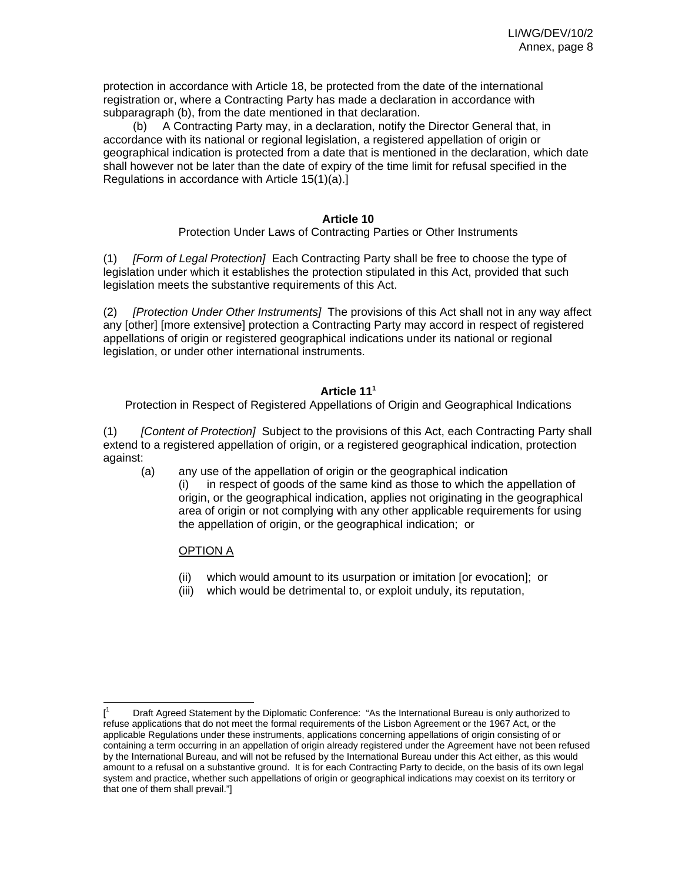protection in accordance with Article 18, be protected from the date of the international registration or, where a Contracting Party has made a declaration in accordance with subparagraph (b), from the date mentioned in that declaration.

(b) A Contracting Party may, in a declaration, notify the Director General that, in accordance with its national or regional legislation, a registered appellation of origin or geographical indication is protected from a date that is mentioned in the declaration, which date shall however not be later than the date of expiry of the time limit for refusal specified in the Regulations in accordance with Article 15(1)(a).]

**Article 10**

Protection Under Laws of Contracting Parties or Other Instruments

(1) *[Form of Legal Protection]* Each Contracting Party shall be free to choose the type of legislation under which it establishes the protection stipulated in this Act, provided that such legislation meets the substantive requirements of this Act.

(2) *[Protection Under Other Instruments]* The provisions of this Act shall not in any way affect any [other] [more extensive] protection a Contracting Party may accord in respect of registered appellations of origin or registered geographical indications under its national or regional legislation, or under other international instruments.

**Article 11**[1]

Protection in Respect of Registered Appellations of Origin and Geographical Indications

(1) *[Content of Protection]* Subject to the provisions of this Act, each Contracting Party shall extend to a registered appellation of origin, or a registered geographical indication, protection against:

(a) any use of the appellation of origin or the geographical indication

(i) in respect of goods of the same kind as those to which the appellation of origin, or the geographical indication, applies not originating in the geographical area of origin or not complying with any other applicable requirements for using the appellation of origin, or the geographical indication; or

<u>OPTION A</u>

(ii) which would amount to its usurpation or imitation [or evocation]; or

(iii) which would be detrimental to, or exploit unduly, its reputation,

[[1] Draft Agreed Statement by the Diplomatic Conference: "As the International Bureau is only authorized to refuse applications that do not meet the formal requirements of the Lisbon Agreement or the 1967 Act, or the applicable Regulations under these instruments, applications concerning appellations of origin consisting of or containing a term occurring in an appellation of origin already registered under the Agreement have not been refused by the International Bureau, and will not be refused by the International Bureau under this Act either, as this would amount to a refusal on a substantive ground. It is for each Contracting Party to decide, on the basis of its own legal system and practice, whether such appellations of origin or geographical indications may coexist on its territory or that one of them shall prevail."]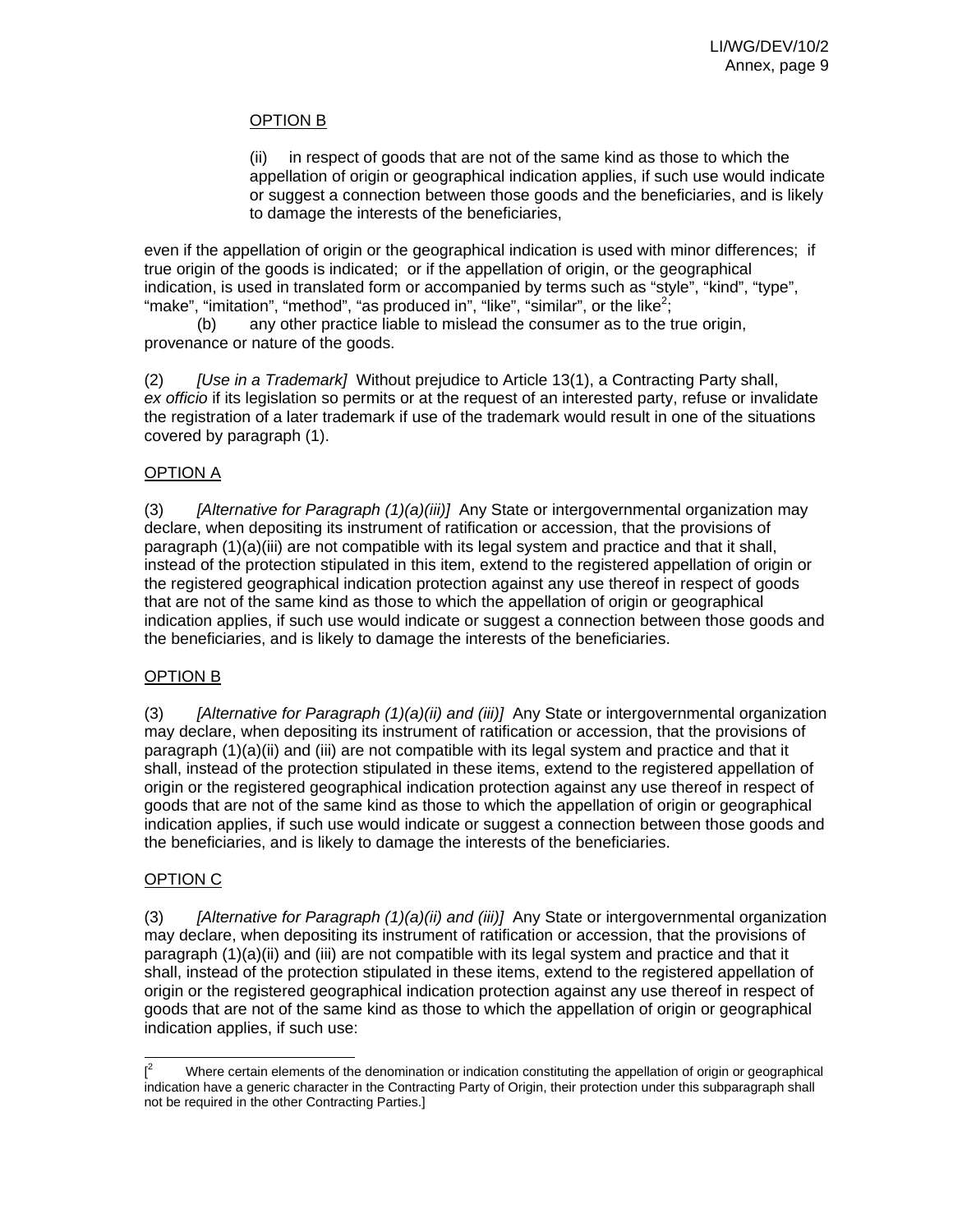OPTION B

(ii) in respect of goods that are not of the same kind as those to which the appellation of origin or geographical indication applies, if such use would indicate or suggest a connection between those goods and the beneficiaries, and is likely to damage the interests of the beneficiaries,

even if the appellation of origin or the geographical indication is used with minor differences; if true origin of the goods is indicated; or if the appellation of origin, or the geographical indication, is used in translated form or accompanied by terms such as "style", "kind", "type", "make", "imitation", "method", "as produced in", "like", "similar", or the like[2];

(b) any other practice liable to mislead the consumer as to the true origin, provenance or nature of the goods.

(2) *[Use in a Trademark]* Without prejudice to Article 13(1), a Contracting Party shall, *ex officio* if its legislation so permits or at the request of an interested party, refuse or invalidate the registration of a later trademark if use of the trademark would result in one of the situations covered by paragraph (1).

OPTION A

(3) *[Alternative for Paragraph (1)(a)(iii)]* Any State or intergovernmental organization may declare, when depositing its instrument of ratification or accession, that the provisions of paragraph (1)(a)(iii) are not compatible with its legal system and practice and that it shall, instead of the protection stipulated in this item, extend to the registered appellation of origin or the registered geographical indication protection against any use thereof in respect of goods that are not of the same kind as those to which the appellation of origin or geographical indication applies, if such use would indicate or suggest a connection between those goods and the beneficiaries, and is likely to damage the interests of the beneficiaries.

OPTION B

(3) *[Alternative for Paragraph (1)(a)(ii) and (iii)]* Any State or intergovernmental organization may declare, when depositing its instrument of ratification or accession, that the provisions of paragraph (1)(a)(ii) and (iii) are not compatible with its legal system and practice and that it shall, instead of the protection stipulated in these items, extend to the registered appellation of origin or the registered geographical indication protection against any use thereof in respect of goods that are not of the same kind as those to which the appellation of origin or geographical indication applies, if such use would indicate or suggest a connection between those goods and the beneficiaries, and is likely to damage the interests of the beneficiaries.

OPTION C

(3) *[Alternative for Paragraph (1)(a)(ii) and (iii)]* Any State or intergovernmental organization may declare, when depositing its instrument of ratification or accession, that the provisions of paragraph (1)(a)(ii) and (iii) are not compatible with its legal system and practice and that it shall, instead of the protection stipulated in these items, extend to the registered appellation of origin or the registered geographical indication protection against any use thereof in respect of goods that are not of the same kind as those to which the appellation of origin or geographical indication applies, if such use:

---

[[2] Where certain elements of the denomination or indication constituting the appellation of origin or geographical indication have a generic character in the Contracting Party of Origin, their protection under this subparagraph shall not be required in the other Contracting Parties.]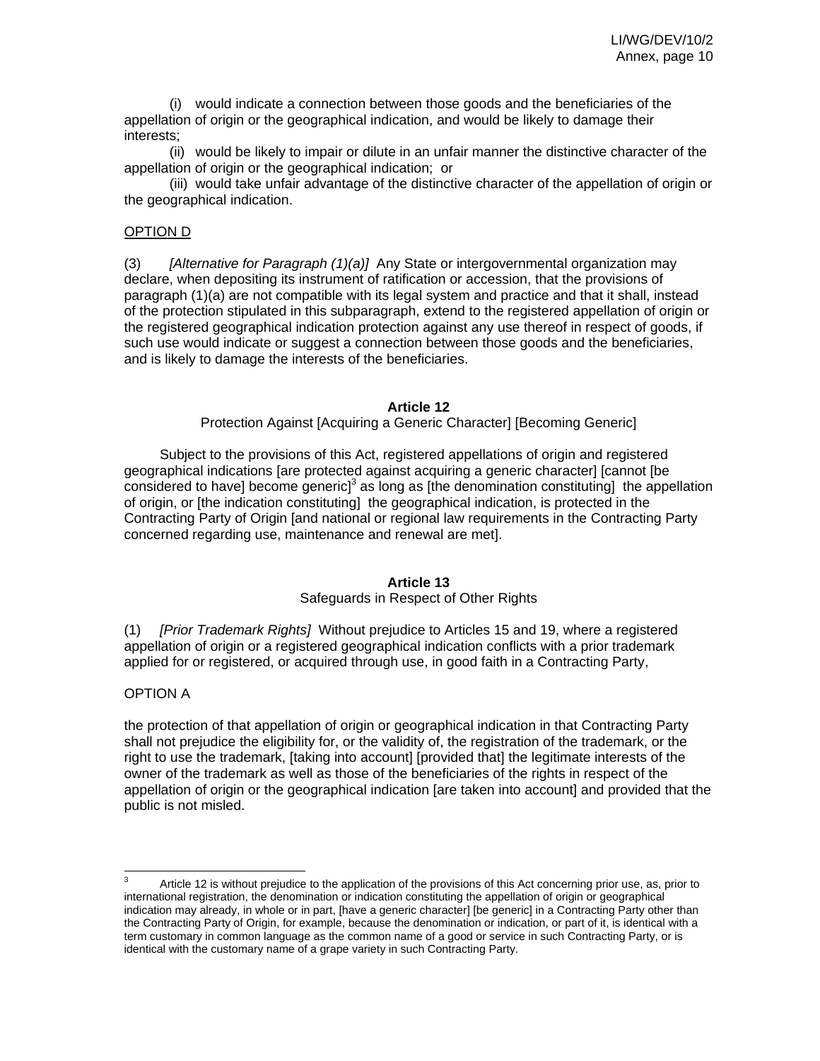(i) would indicate a connection between those goods and the beneficiaries of the appellation of origin or the geographical indication, and would be likely to damage their interests;

(ii) would be likely to impair or dilute in an unfair manner the distinctive character of the appellation of origin or the geographical indication; or

(iii) would take unfair advantage of the distinctive character of the appellation of origin or the geographical indication.

OPTION D

(3) *[Alternative for Paragraph (1)(a)]* Any State or intergovernmental organization may declare, when depositing its instrument of ratification or accession, that the provisions of paragraph (1)(a) are not compatible with its legal system and practice and that it shall, instead of the protection stipulated in this subparagraph, extend to the registered appellation of origin or the registered geographical indication protection against any use thereof in respect of goods, if such use would indicate or suggest a connection between those goods and the beneficiaries, and is likely to damage the interests of the beneficiaries.

**Article 12**

Protection Against [Acquiring a Generic Character] [Becoming Generic]

Subject to the provisions of this Act, registered appellations of origin and registered geographical indications [are protected against acquiring a generic character] [cannot [be considered to have] become generic][3] as long as [the denomination constituting] the appellation of origin, or [the indication constituting] the geographical indication, is protected in the Contracting Party of Origin [and national or regional law requirements in the Contracting Party concerned regarding use, maintenance and renewal are met].

**Article 13**

Safeguards in Respect of Other Rights

(1) *[Prior Trademark Rights]* Without prejudice to Articles 15 and 19, where a registered appellation of origin or a registered geographical indication conflicts with a prior trademark applied for or registered, or acquired through use, in good faith in a Contracting Party,

OPTION A

the protection of that appellation of origin or geographical indication in that Contracting Party shall not prejudice the eligibility for, or the validity of, the registration of the trademark, or the right to use the trademark, [taking into account] [provided that] the legitimate interests of the owner of the trademark as well as those of the beneficiaries of the rights in respect of the appellation of origin or the geographical indication [are taken into account] and provided that the public is not misled.

---

[3] Article 12 is without prejudice to the application of the provisions of this Act concerning prior use, as, prior to international registration, the denomination or indication constituting the appellation of origin or geographical indication may already, in whole or in part, [have a generic character] [be generic] in a Contracting Party other than the Contracting Party of Origin, for example, because the denomination or indication, or part of it, is identical with a term customary in common language as the common name of a good or service in such Contracting Party, or is identical with the customary name of a grape variety in such Contracting Party.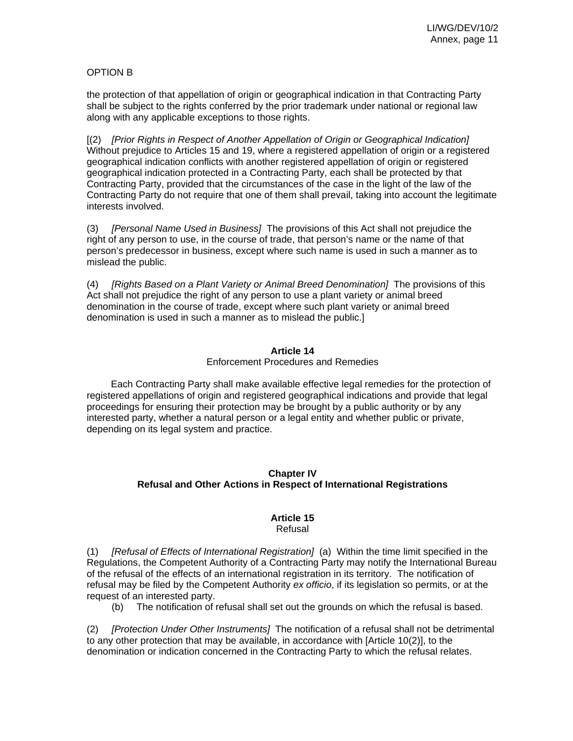OPTION B

the protection of that appellation of origin or geographical indication in that Contracting Party shall be subject to the rights conferred by the prior trademark under national or regional law along with any applicable exceptions to those rights.

[(2) *[Prior Rights in Respect of Another Appellation of Origin or Geographical Indication]* Without prejudice to Articles 15 and 19, where a registered appellation of origin or a registered geographical indication conflicts with another registered appellation of origin or registered geographical indication protected in a Contracting Party, each shall be protected by that Contracting Party, provided that the circumstances of the case in the light of the law of the Contracting Party do not require that one of them shall prevail, taking into account the legitimate interests involved.

(3) *[Personal Name Used in Business]* The provisions of this Act shall not prejudice the right of any person to use, in the course of trade, that person's name or the name of that person's predecessor in business, except where such name is used in such a manner as to mislead the public.

(4) *[Rights Based on a Plant Variety or Animal Breed Denomination]* The provisions of this Act shall not prejudice the right of any person to use a plant variety or animal breed denomination in the course of trade, except where such plant variety or animal breed denomination is used in such a manner as to mislead the public.]

### Article 14
Enforcement Procedures and Remedies

Each Contracting Party shall make available effective legal remedies for the protection of registered appellations of origin and registered geographical indications and provide that legal proceedings for ensuring their protection may be brought by a public authority or by any interested party, whether a natural person or a legal entity and whether public or private, depending on its legal system and practice.

## Chapter IV
## Refusal and Other Actions in Respect of International Registrations

### Article 15
Refusal

(1) *[Refusal of Effects of International Registration]* (a) Within the time limit specified in the Regulations, the Competent Authority of a Contracting Party may notify the International Bureau of the refusal of the effects of an international registration in its territory. The notification of refusal may be filed by the Competent Authority *ex officio*, if its legislation so permits, or at the request of an interested party.

(b) The notification of refusal shall set out the grounds on which the refusal is based.

(2) *[Protection Under Other Instruments]* The notification of a refusal shall not be detrimental to any other protection that may be available, in accordance with [Article 10(2)], to the denomination or indication concerned in the Contracting Party to which the refusal relates.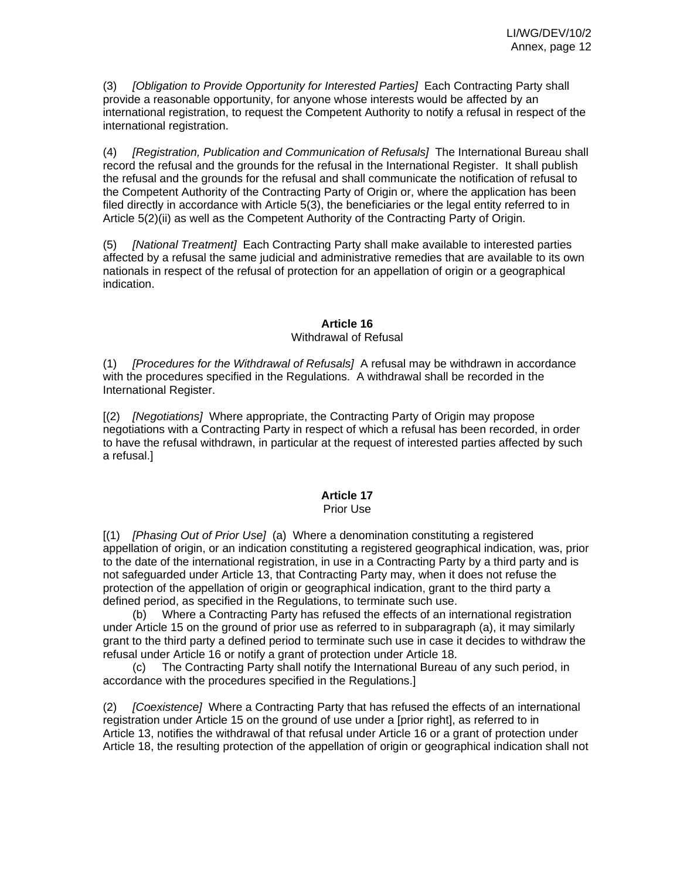(3) *[Obligation to Provide Opportunity for Interested Parties]* Each Contracting Party shall provide a reasonable opportunity, for anyone whose interests would be affected by an international registration, to request the Competent Authority to notify a refusal in respect of the international registration.

(4) *[Registration, Publication and Communication of Refusals]* The International Bureau shall record the refusal and the grounds for the refusal in the International Register. It shall publish the refusal and the grounds for the refusal and shall communicate the notification of refusal to the Competent Authority of the Contracting Party of Origin or, where the application has been filed directly in accordance with Article 5(3), the beneficiaries or the legal entity referred to in Article 5(2)(ii) as well as the Competent Authority of the Contracting Party of Origin.

(5) *[National Treatment]* Each Contracting Party shall make available to interested parties affected by a refusal the same judicial and administrative remedies that are available to its own nationals in respect of the refusal of protection for an appellation of origin or a geographical indication.

**Article 16**
Withdrawal of Refusal

(1) *[Procedures for the Withdrawal of Refusals]* A refusal may be withdrawn in accordance with the procedures specified in the Regulations. A withdrawal shall be recorded in the International Register.

[(2) *[Negotiations]* Where appropriate, the Contracting Party of Origin may propose negotiations with a Contracting Party in respect of which a refusal has been recorded, in order to have the refusal withdrawn, in particular at the request of interested parties affected by such a refusal.]

**Article 17**
Prior Use

[(1) *[Phasing Out of Prior Use]* (a) Where a denomination constituting a registered appellation of origin, or an indication constituting a registered geographical indication, was, prior to the date of the international registration, in use in a Contracting Party by a third party and is not safeguarded under Article 13, that Contracting Party may, when it does not refuse the protection of the appellation of origin or geographical indication, grant to the third party a defined period, as specified in the Regulations, to terminate such use.

(b) Where a Contracting Party has refused the effects of an international registration under Article 15 on the ground of prior use as referred to in subparagraph (a), it may similarly grant to the third party a defined period to terminate such use in case it decides to withdraw the refusal under Article 16 or notify a grant of protection under Article 18.

(c) The Contracting Party shall notify the International Bureau of any such period, in accordance with the procedures specified in the Regulations.]

(2) *[Coexistence]* Where a Contracting Party that has refused the effects of an international registration under Article 15 on the ground of use under a [prior right], as referred to in Article 13, notifies the withdrawal of that refusal under Article 16 or a grant of protection under Article 18, the resulting protection of the appellation of origin or geographical indication shall not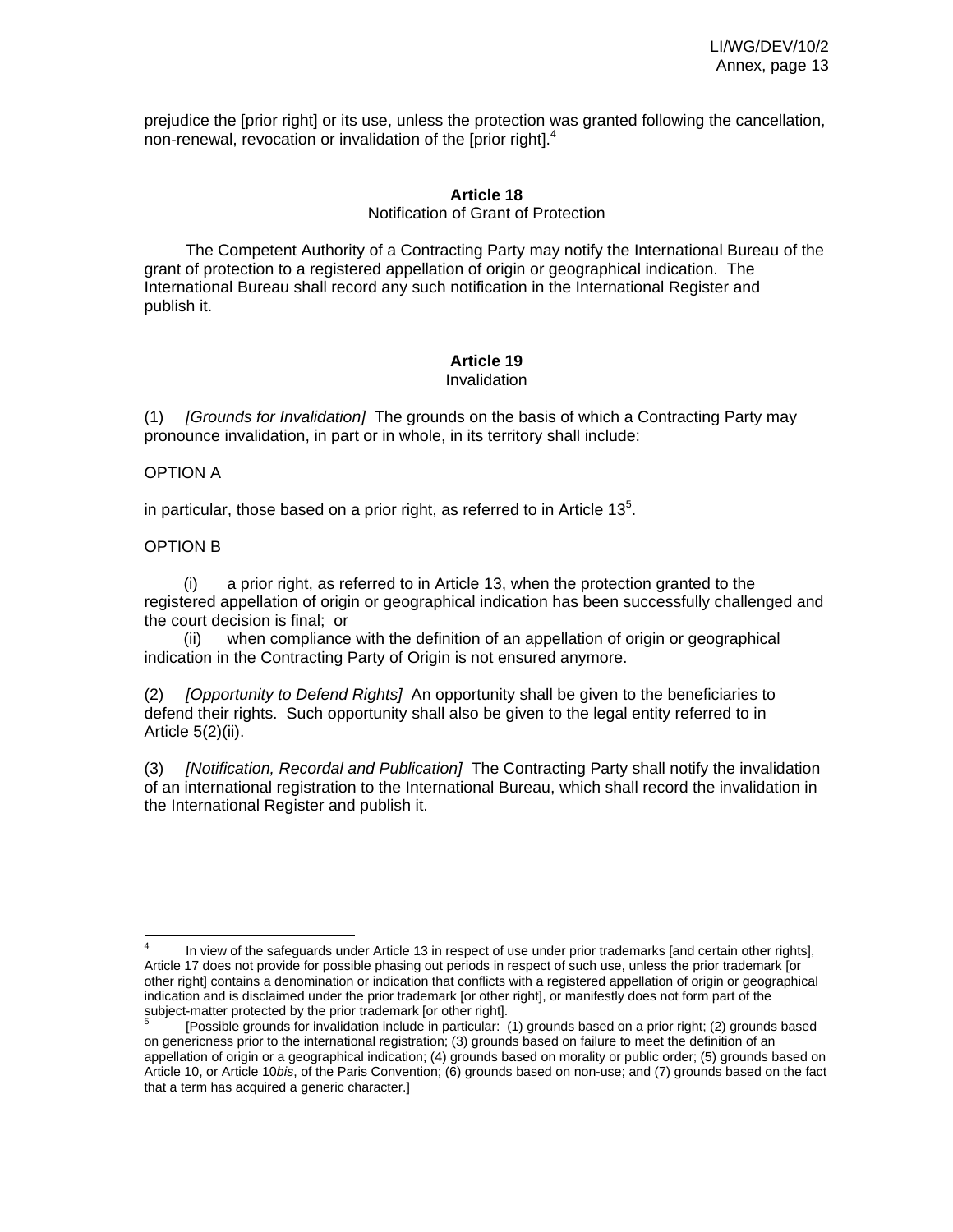prejudice the [prior right] or its use, unless the protection was granted following the cancellation, non-renewal, revocation or invalidation of the [prior right].[4]

**Article 18**
Notification of Grant of Protection

The Competent Authority of a Contracting Party may notify the International Bureau of the grant of protection to a registered appellation of origin or geographical indication. The International Bureau shall record any such notification in the International Register and publish it.

**Article 19**
Invalidation

(1) *[Grounds for Invalidation]* The grounds on the basis of which a Contracting Party may pronounce invalidation, in part or in whole, in its territory shall include:

OPTION A

in particular, those based on a prior right, as referred to in Article 13[5].

OPTION B

(i) a prior right, as referred to in Article 13, when the protection granted to the registered appellation of origin or geographical indication has been successfully challenged and the court decision is final; or

(ii) when compliance with the definition of an appellation of origin or geographical indication in the Contracting Party of Origin is not ensured anymore.

(2) *[Opportunity to Defend Rights]* An opportunity shall be given to the beneficiaries to defend their rights. Such opportunity shall also be given to the legal entity referred to in Article 5(2)(ii).

(3) *[Notification, Recordal and Publication]* The Contracting Party shall notify the invalidation of an international registration to the International Bureau, which shall record the invalidation in the International Register and publish it.

---

[4] In view of the safeguards under Article 13 in respect of use under prior trademarks [and certain other rights], Article 17 does not provide for possible phasing out periods in respect of such use, unless the prior trademark [or other right] contains a denomination or indication that conflicts with a registered appellation of origin or geographical indication and is disclaimed under the prior trademark [or other right], or manifestly does not form part of the subject-matter protected by the prior trademark [or other right].

[5] [Possible grounds for invalidation include in particular: (1) grounds based on a prior right; (2) grounds based on genericness prior to the international registration; (3) grounds based on failure to meet the definition of an appellation of origin or a geographical indication; (4) grounds based on morality or public order; (5) grounds based on Article 10, or Article 10*bis*, of the Paris Convention; (6) grounds based on non-use; and (7) grounds based on the fact that a term has acquired a generic character.]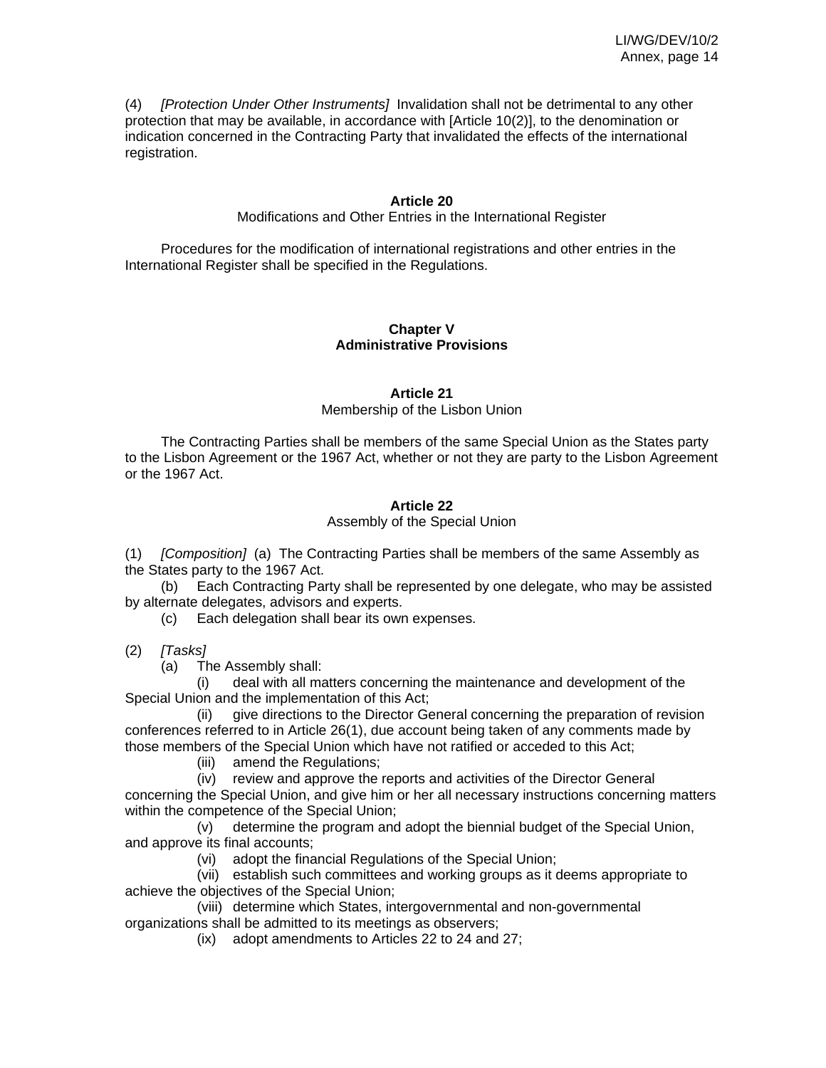(4) *[Protection Under Other Instruments]* Invalidation shall not be detrimental to any other protection that may be available, in accordance with [Article 10(2)], to the denomination or indication concerned in the Contracting Party that invalidated the effects of the international registration.

**Article 20**

Modifications and Other Entries in the International Register

Procedures for the modification of international registrations and other entries in the International Register shall be specified in the Regulations.

## Chapter V
## Administrative Provisions

**Article 21**

Membership of the Lisbon Union

The Contracting Parties shall be members of the same Special Union as the States party to the Lisbon Agreement or the 1967 Act, whether or not they are party to the Lisbon Agreement or the 1967 Act.

**Article 22**

Assembly of the Special Union

(1) *[Composition]* (a) The Contracting Parties shall be members of the same Assembly as the States party to the 1967 Act.

(b) Each Contracting Party shall be represented by one delegate, who may be assisted by alternate delegates, advisors and experts.

(c) Each delegation shall bear its own expenses.

(2) *[Tasks]*

(a) The Assembly shall:

(i) deal with all matters concerning the maintenance and development of the Special Union and the implementation of this Act;

(ii) give directions to the Director General concerning the preparation of revision conferences referred to in Article 26(1), due account being taken of any comments made by those members of the Special Union which have not ratified or acceded to this Act;

(iii) amend the Regulations;

(iv) review and approve the reports and activities of the Director General concerning the Special Union, and give him or her all necessary instructions concerning matters within the competence of the Special Union;

(v) determine the program and adopt the biennial budget of the Special Union, and approve its final accounts;

(vi) adopt the financial Regulations of the Special Union;

(vii) establish such committees and working groups as it deems appropriate to achieve the objectives of the Special Union;

(viii) determine which States, intergovernmental and non-governmental organizations shall be admitted to its meetings as observers;

(ix) adopt amendments to Articles 22 to 24 and 27;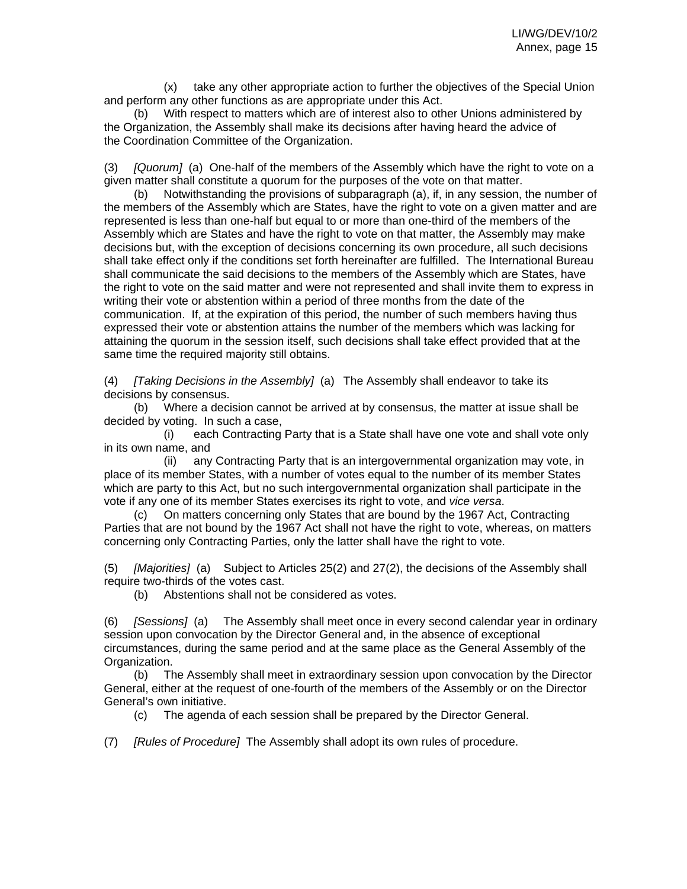(x) take any other appropriate action to further the objectives of the Special Union and perform any other functions as are appropriate under this Act.

(b) With respect to matters which are of interest also to other Unions administered by the Organization, the Assembly shall make its decisions after having heard the advice of the Coordination Committee of the Organization.

(3) *[Quorum]* (a) One-half of the members of the Assembly which have the right to vote on a given matter shall constitute a quorum for the purposes of the vote on that matter.

(b) Notwithstanding the provisions of subparagraph (a), if, in any session, the number of the members of the Assembly which are States, have the right to vote on a given matter and are represented is less than one-half but equal to or more than one-third of the members of the Assembly which are States and have the right to vote on that matter, the Assembly may make decisions but, with the exception of decisions concerning its own procedure, all such decisions shall take effect only if the conditions set forth hereinafter are fulfilled. The International Bureau shall communicate the said decisions to the members of the Assembly which are States, have the right to vote on the said matter and were not represented and shall invite them to express in writing their vote or abstention within a period of three months from the date of the communication. If, at the expiration of this period, the number of such members having thus expressed their vote or abstention attains the number of the members which was lacking for attaining the quorum in the session itself, such decisions shall take effect provided that at the same time the required majority still obtains.

(4) *[Taking Decisions in the Assembly]* (a) The Assembly shall endeavor to take its decisions by consensus.

(b) Where a decision cannot be arrived at by consensus, the matter at issue shall be decided by voting. In such a case,

(i) each Contracting Party that is a State shall have one vote and shall vote only in its own name, and

(ii) any Contracting Party that is an intergovernmental organization may vote, in place of its member States, with a number of votes equal to the number of its member States which are party to this Act, but no such intergovernmental organization shall participate in the vote if any one of its member States exercises its right to vote, and *vice versa*.

(c) On matters concerning only States that are bound by the 1967 Act, Contracting Parties that are not bound by the 1967 Act shall not have the right to vote, whereas, on matters concerning only Contracting Parties, only the latter shall have the right to vote.

(5) *[Majorities]* (a) Subject to Articles 25(2) and 27(2), the decisions of the Assembly shall require two-thirds of the votes cast.

(b) Abstentions shall not be considered as votes.

(6) *[Sessions]* (a) The Assembly shall meet once in every second calendar year in ordinary session upon convocation by the Director General and, in the absence of exceptional circumstances, during the same period and at the same place as the General Assembly of the Organization.

(b) The Assembly shall meet in extraordinary session upon convocation by the Director General, either at the request of one-fourth of the members of the Assembly or on the Director General's own initiative.

(c) The agenda of each session shall be prepared by the Director General.

(7) *[Rules of Procedure]* The Assembly shall adopt its own rules of procedure.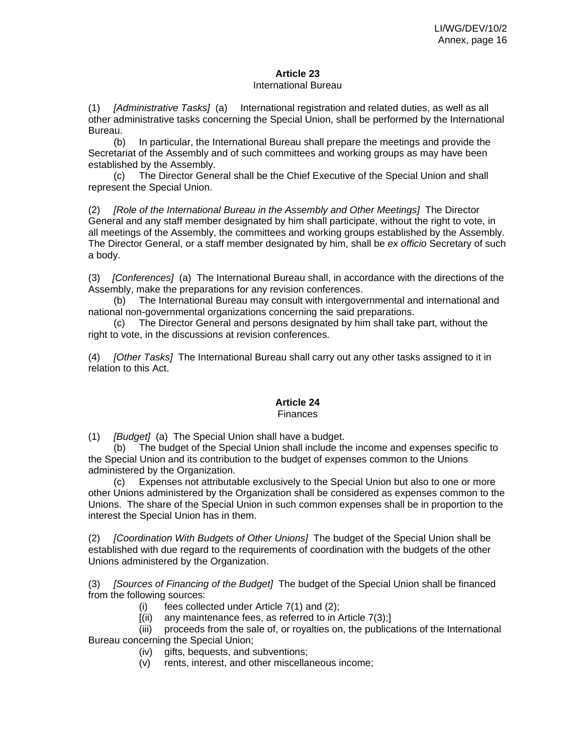**Article 23**
International Bureau

(1) *[Administrative Tasks]* (a) International registration and related duties, as well as all other administrative tasks concerning the Special Union, shall be performed by the International Bureau.

(b) In particular, the International Bureau shall prepare the meetings and provide the Secretariat of the Assembly and of such committees and working groups as may have been established by the Assembly.

(c) The Director General shall be the Chief Executive of the Special Union and shall represent the Special Union.

(2) *[Role of the International Bureau in the Assembly and Other Meetings]* The Director General and any staff member designated by him shall participate, without the right to vote, in all meetings of the Assembly, the committees and working groups established by the Assembly. The Director General, or a staff member designated by him, shall be *ex officio* Secretary of such a body.

(3) *[Conferences]* (a) The International Bureau shall, in accordance with the directions of the Assembly, make the preparations for any revision conferences.

(b) The International Bureau may consult with intergovernmental and international and national non-governmental organizations concerning the said preparations.

(c) The Director General and persons designated by him shall take part, without the right to vote, in the discussions at revision conferences.

(4) *[Other Tasks]* The International Bureau shall carry out any other tasks assigned to it in relation to this Act.

**Article 24**
Finances

(1) *[Budget]* (a) The Special Union shall have a budget.

(b) The budget of the Special Union shall include the income and expenses specific to the Special Union and its contribution to the budget of expenses common to the Unions administered by the Organization.

(c) Expenses not attributable exclusively to the Special Union but also to one or more other Unions administered by the Organization shall be considered as expenses common to the Unions. The share of the Special Union in such common expenses shall be in proportion to the interest the Special Union has in them.

(2) *[Coordination With Budgets of Other Unions]* The budget of the Special Union shall be established with due regard to the requirements of coordination with the budgets of the other Unions administered by the Organization.

(3) *[Sources of Financing of the Budget]* The budget of the Special Union shall be financed from the following sources:

(i) fees collected under Article 7(1) and (2);

[(ii) any maintenance fees, as referred to in Article 7(3);]

(iii) proceeds from the sale of, or royalties on, the publications of the International Bureau concerning the Special Union;

(iv) gifts, bequests, and subventions;

(v) rents, interest, and other miscellaneous income;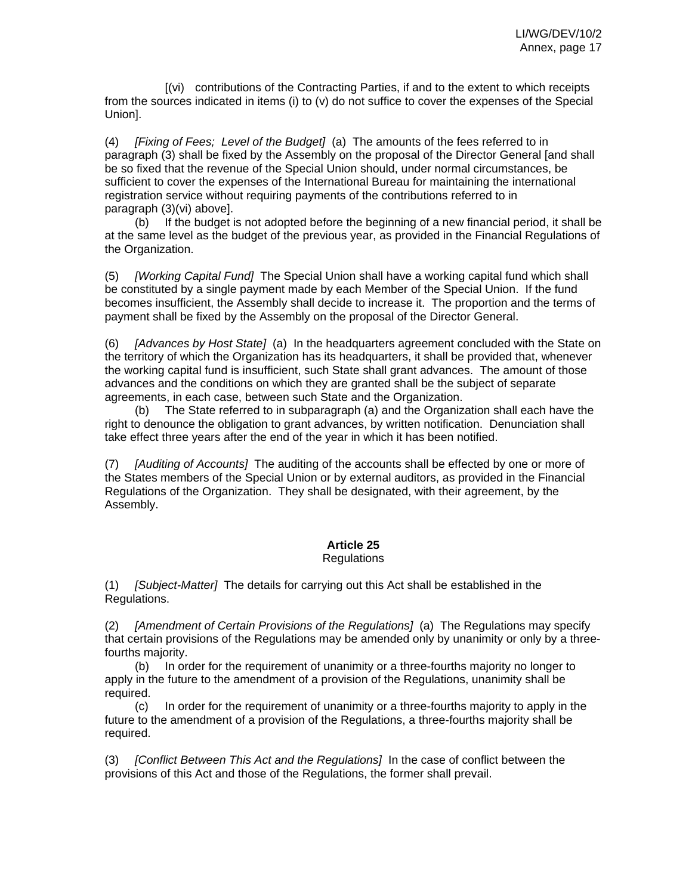[(vi) contributions of the Contracting Parties, if and to the extent to which receipts from the sources indicated in items (i) to (v) do not suffice to cover the expenses of the Special Union].

(4) *[Fixing of Fees; Level of the Budget]* (a) The amounts of the fees referred to in paragraph (3) shall be fixed by the Assembly on the proposal of the Director General [and shall be so fixed that the revenue of the Special Union should, under normal circumstances, be sufficient to cover the expenses of the International Bureau for maintaining the international registration service without requiring payments of the contributions referred to in paragraph (3)(vi) above].

(b) If the budget is not adopted before the beginning of a new financial period, it shall be at the same level as the budget of the previous year, as provided in the Financial Regulations of the Organization.

(5) *[Working Capital Fund]* The Special Union shall have a working capital fund which shall be constituted by a single payment made by each Member of the Special Union. If the fund becomes insufficient, the Assembly shall decide to increase it. The proportion and the terms of payment shall be fixed by the Assembly on the proposal of the Director General.

(6) *[Advances by Host State]* (a) In the headquarters agreement concluded with the State on the territory of which the Organization has its headquarters, it shall be provided that, whenever the working capital fund is insufficient, such State shall grant advances. The amount of those advances and the conditions on which they are granted shall be the subject of separate agreements, in each case, between such State and the Organization.

(b) The State referred to in subparagraph (a) and the Organization shall each have the right to denounce the obligation to grant advances, by written notification. Denunciation shall take effect three years after the end of the year in which it has been notified.

(7) *[Auditing of Accounts]* The auditing of the accounts shall be effected by one or more of the States members of the Special Union or by external auditors, as provided in the Financial Regulations of the Organization. They shall be designated, with their agreement, by the Assembly.

## Article 25

Regulations

(1) *[Subject-Matter]* The details for carrying out this Act shall be established in the Regulations.

(2) *[Amendment of Certain Provisions of the Regulations]* (a) The Regulations may specify that certain provisions of the Regulations may be amended only by unanimity or only by a three-fourths majority.

(b) In order for the requirement of unanimity or a three-fourths majority no longer to apply in the future to the amendment of a provision of the Regulations, unanimity shall be required.

(c) In order for the requirement of unanimity or a three-fourths majority to apply in the future to the amendment of a provision of the Regulations, a three-fourths majority shall be required.

(3) *[Conflict Between This Act and the Regulations]* In the case of conflict between the provisions of this Act and those of the Regulations, the former shall prevail.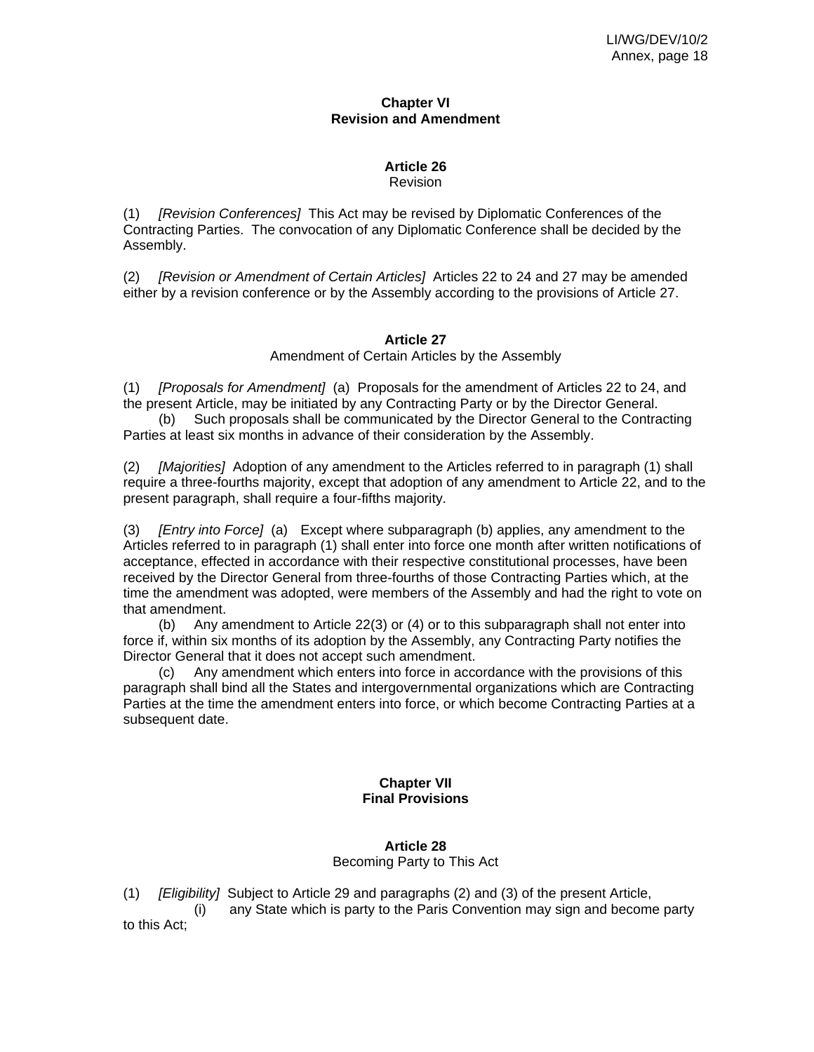**Chapter VI**
**Revision and Amendment**

**Article 26**
Revision

(1) *[Revision Conferences]* This Act may be revised by Diplomatic Conferences of the Contracting Parties. The convocation of any Diplomatic Conference shall be decided by the Assembly.

(2) *[Revision or Amendment of Certain Articles]* Articles 22 to 24 and 27 may be amended either by a revision conference or by the Assembly according to the provisions of Article 27.

**Article 27**
Amendment of Certain Articles by the Assembly

(1) *[Proposals for Amendment]* (a) Proposals for the amendment of Articles 22 to 24, and the present Article, may be initiated by any Contracting Party or by the Director General.

(b) Such proposals shall be communicated by the Director General to the Contracting Parties at least six months in advance of their consideration by the Assembly.

(2) *[Majorities]* Adoption of any amendment to the Articles referred to in paragraph (1) shall require a three-fourths majority, except that adoption of any amendment to Article 22, and to the present paragraph, shall require a four-fifths majority.

(3) *[Entry into Force]* (a) Except where subparagraph (b) applies, any amendment to the Articles referred to in paragraph (1) shall enter into force one month after written notifications of acceptance, effected in accordance with their respective constitutional processes, have been received by the Director General from three-fourths of those Contracting Parties which, at the time the amendment was adopted, were members of the Assembly and had the right to vote on that amendment.

(b) Any amendment to Article 22(3) or (4) or to this subparagraph shall not enter into force if, within six months of its adoption by the Assembly, any Contracting Party notifies the Director General that it does not accept such amendment.

(c) Any amendment which enters into force in accordance with the provisions of this paragraph shall bind all the States and intergovernmental organizations which are Contracting Parties at the time the amendment enters into force, or which become Contracting Parties at a subsequent date.

**Chapter VII**
**Final Provisions**

**Article 28**
Becoming Party to This Act

(1) *[Eligibility]* Subject to Article 29 and paragraphs (2) and (3) of the present Article,

(i) any State which is party to the Paris Convention may sign and become party to this Act;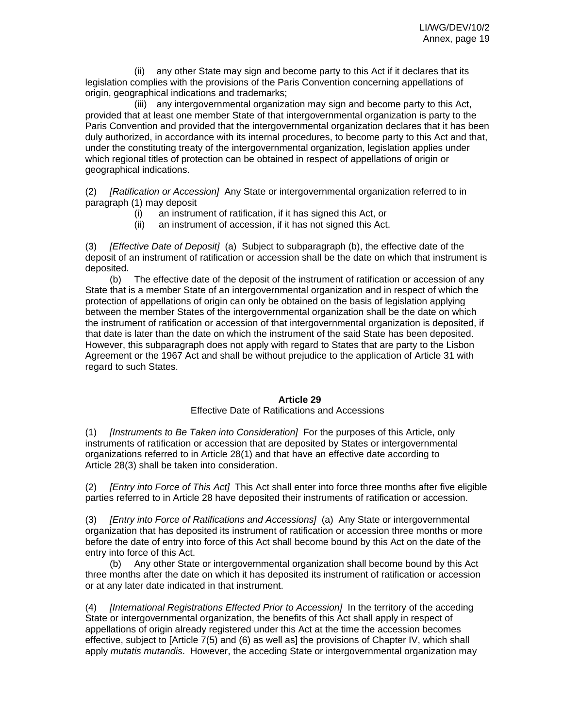(ii) any other State may sign and become party to this Act if it declares that its legislation complies with the provisions of the Paris Convention concerning appellations of origin, geographical indications and trademarks;

(iii) any intergovernmental organization may sign and become party to this Act, provided that at least one member State of that intergovernmental organization is party to the Paris Convention and provided that the intergovernmental organization declares that it has been duly authorized, in accordance with its internal procedures, to become party to this Act and that, under the constituting treaty of the intergovernmental organization, legislation applies under which regional titles of protection can be obtained in respect of appellations of origin or geographical indications.

(2) *[Ratification or Accession]* Any State or intergovernmental organization referred to in paragraph (1) may deposit

(i) an instrument of ratification, if it has signed this Act, or

(ii) an instrument of accession, if it has not signed this Act.

(3) *[Effective Date of Deposit]* (a) Subject to subparagraph (b), the effective date of the deposit of an instrument of ratification or accession shall be the date on which that instrument is deposited.

(b) The effective date of the deposit of the instrument of ratification or accession of any State that is a member State of an intergovernmental organization and in respect of which the protection of appellations of origin can only be obtained on the basis of legislation applying between the member States of the intergovernmental organization shall be the date on which the instrument of ratification or accession of that intergovernmental organization is deposited, if that date is later than the date on which the instrument of the said State has been deposited. However, this subparagraph does not apply with regard to States that are party to the Lisbon Agreement or the 1967 Act and shall be without prejudice to the application of Article 31 with regard to such States.

**Article 29**

Effective Date of Ratifications and Accessions

(1) *[Instruments to Be Taken into Consideration]* For the purposes of this Article, only instruments of ratification or accession that are deposited by States or intergovernmental organizations referred to in Article 28(1) and that have an effective date according to Article 28(3) shall be taken into consideration.

(2) *[Entry into Force of This Act]* This Act shall enter into force three months after five eligible parties referred to in Article 28 have deposited their instruments of ratification or accession.

(3) *[Entry into Force of Ratifications and Accessions]* (a) Any State or intergovernmental organization that has deposited its instrument of ratification or accession three months or more before the date of entry into force of this Act shall become bound by this Act on the date of the entry into force of this Act.

(b) Any other State or intergovernmental organization shall become bound by this Act three months after the date on which it has deposited its instrument of ratification or accession or at any later date indicated in that instrument.

(4) *[International Registrations Effected Prior to Accession]* In the territory of the acceding State or intergovernmental organization, the benefits of this Act shall apply in respect of appellations of origin already registered under this Act at the time the accession becomes effective, subject to [Article 7(5) and (6) as well as] the provisions of Chapter IV, which shall apply *mutatis mutandis*. However, the acceding State or intergovernmental organization may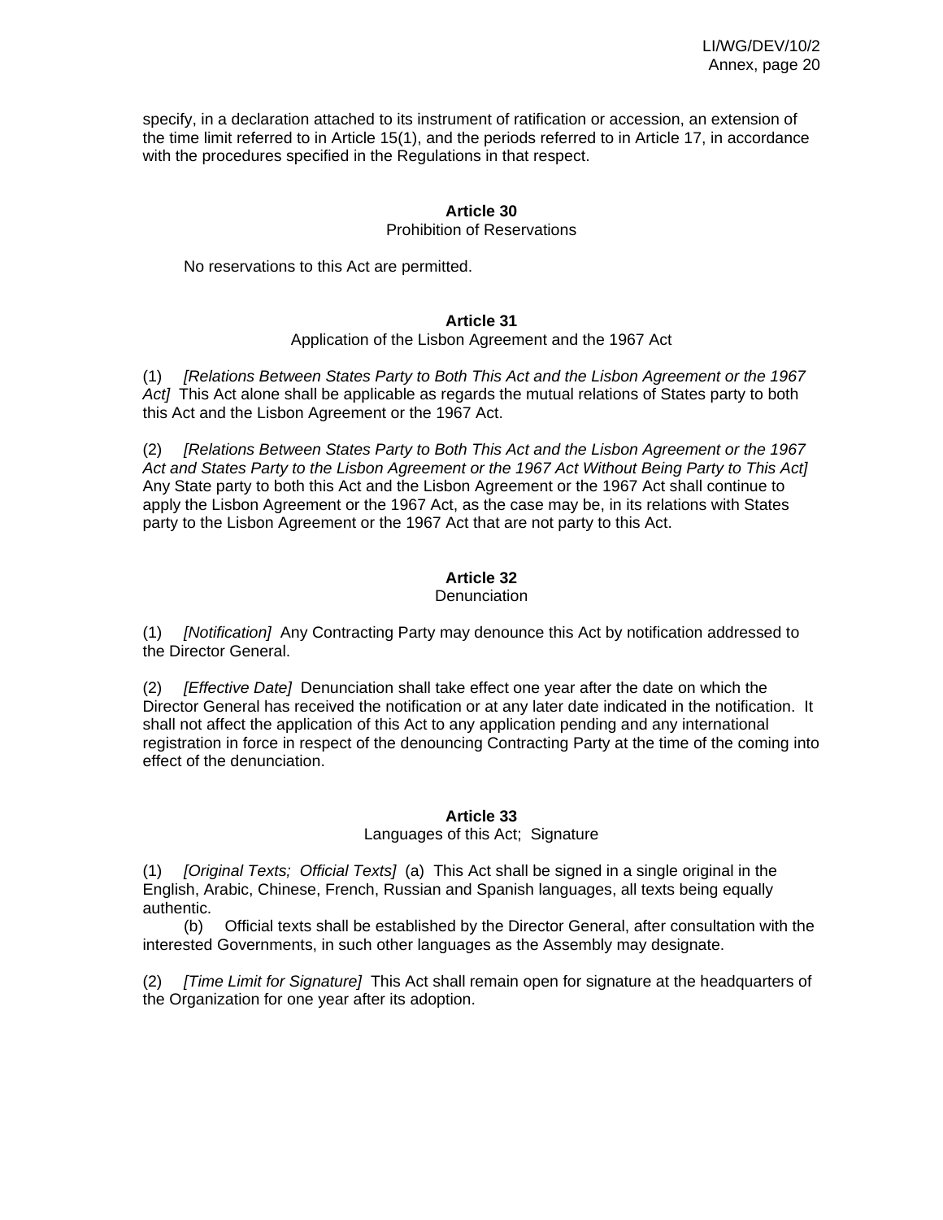specify, in a declaration attached to its instrument of ratification or accession, an extension of the time limit referred to in Article 15(1), and the periods referred to in Article 17, in accordance with the procedures specified in the Regulations in that respect.

**Article 30**
Prohibition of Reservations

No reservations to this Act are permitted.

**Article 31**
Application of the Lisbon Agreement and the 1967 Act

(1) *[Relations Between States Party to Both This Act and the Lisbon Agreement or the 1967 Act]* This Act alone shall be applicable as regards the mutual relations of States party to both this Act and the Lisbon Agreement or the 1967 Act.

(2) *[Relations Between States Party to Both This Act and the Lisbon Agreement or the 1967 Act and States Party to the Lisbon Agreement or the 1967 Act Without Being Party to This Act]* Any State party to both this Act and the Lisbon Agreement or the 1967 Act shall continue to apply the Lisbon Agreement or the 1967 Act, as the case may be, in its relations with States party to the Lisbon Agreement or the 1967 Act that are not party to this Act.

**Article 32**
Denunciation

(1) *[Notification]* Any Contracting Party may denounce this Act by notification addressed to the Director General.

(2) *[Effective Date]* Denunciation shall take effect one year after the date on which the Director General has received the notification or at any later date indicated in the notification. It shall not affect the application of this Act to any application pending and any international registration in force in respect of the denouncing Contracting Party at the time of the coming into effect of the denunciation.

**Article 33**
Languages of this Act; Signature

(1) *[Original Texts; Official Texts]* (a) This Act shall be signed in a single original in the English, Arabic, Chinese, French, Russian and Spanish languages, all texts being equally authentic.

(b) Official texts shall be established by the Director General, after consultation with the interested Governments, in such other languages as the Assembly may designate.

(2) *[Time Limit for Signature]* This Act shall remain open for signature at the headquarters of the Organization for one year after its adoption.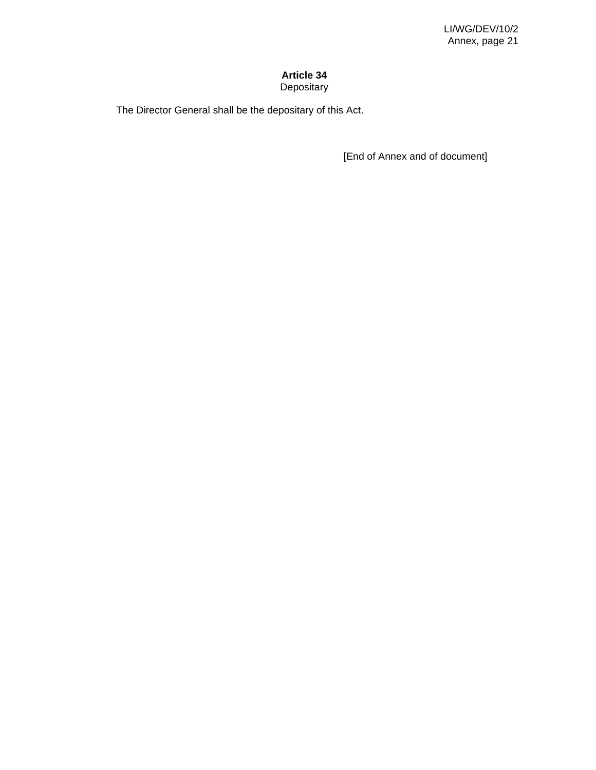**Article 34**
Depositary

The Director General shall be the depositary of this Act.

[End of Annex and of document]